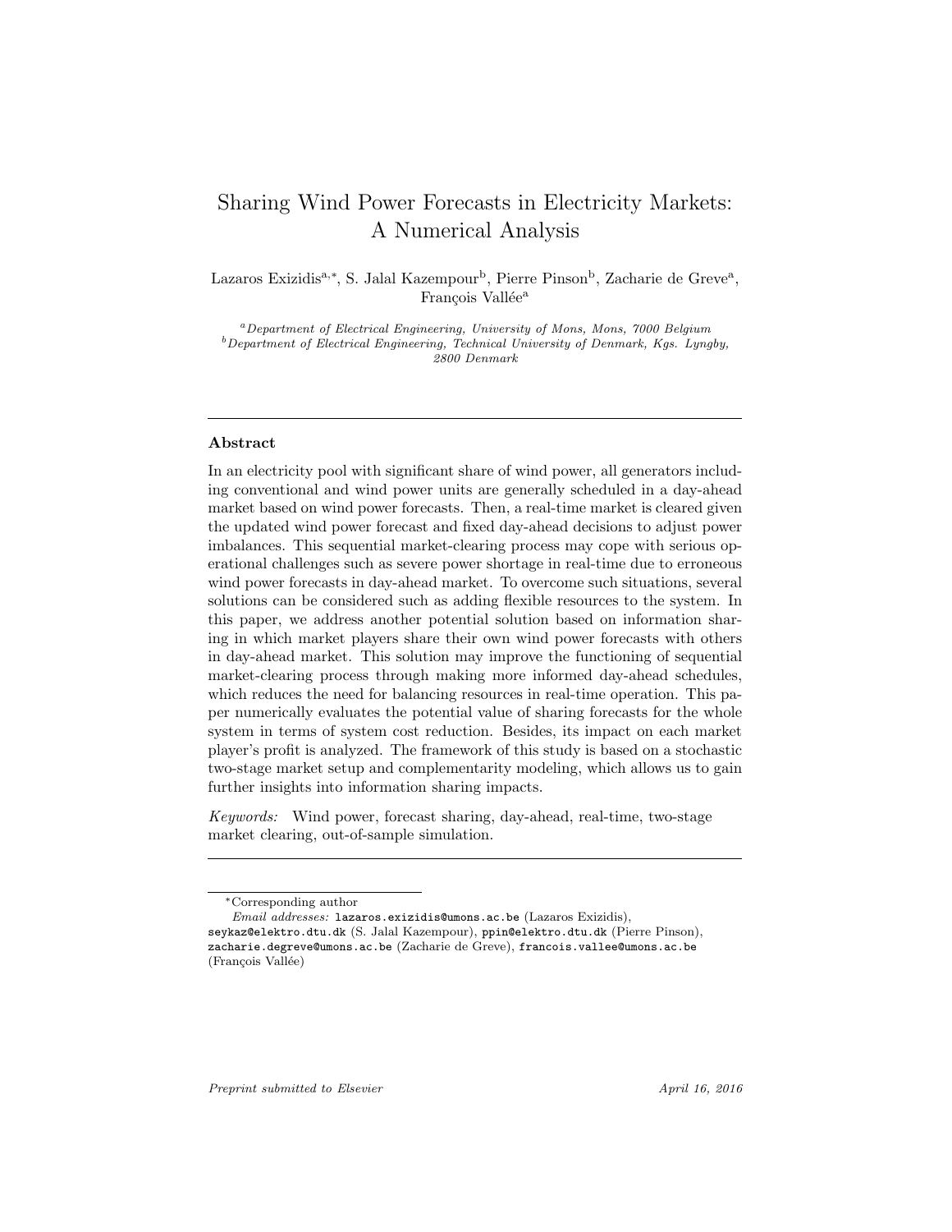# Sharing Wind Power Forecasts in Electricity Markets: A Numerical Analysis

Lazaros Exizidis[a,*], S. Jalal Kazempour[b], Pierre Pinson[b], Zacharie de Greve[a], François Vallée[a]

[a] *Department of Electrical Engineering, University of Mons, Mons, 7000 Belgium*
[b] *Department of Electrical Engineering, Technical University of Denmark, Kgs. Lyngby, 2800 Denmark*

---

### Abstract

In an electricity pool with significant share of wind power, all generators including conventional and wind power units are generally scheduled in a day-ahead market based on wind power forecasts. Then, a real-time market is cleared given the updated wind power forecast and fixed day-ahead decisions to adjust power imbalances. This sequential market-clearing process may cope with serious operational challenges such as severe power shortage in real-time due to erroneous wind power forecasts in day-ahead market. To overcome such situations, several solutions can be considered such as adding flexible resources to the system. In this paper, we address another potential solution based on information sharing in which market players share their own wind power forecasts with others in day-ahead market. This solution may improve the functioning of sequential market-clearing process through making more informed day-ahead schedules, which reduces the need for balancing resources in real-time operation. This paper numerically evaluates the potential value of sharing forecasts for the whole system in terms of system cost reduction. Besides, its impact on each market player's profit is analyzed. The framework of this study is based on a stochastic two-stage market setup and complementarity modeling, which allows us to gain further insights into information sharing impacts.

*Keywords:* Wind power, forecast sharing, day-ahead, real-time, two-stage market clearing, out-of-sample simulation.

---

*Corresponding author

*Email addresses:* lazaros.exizidis@umons.ac.be (Lazaros Exizidis), seykaz@elektro.dtu.dk (S. Jalal Kazempour), ppin@elektro.dtu.dk (Pierre Pinson), zacharie.degreve@umons.ac.be (Zacharie de Greve), francois.vallee@umons.ac.be (François Vallée)

*Preprint submitted to Elsevier* *April 16, 2016*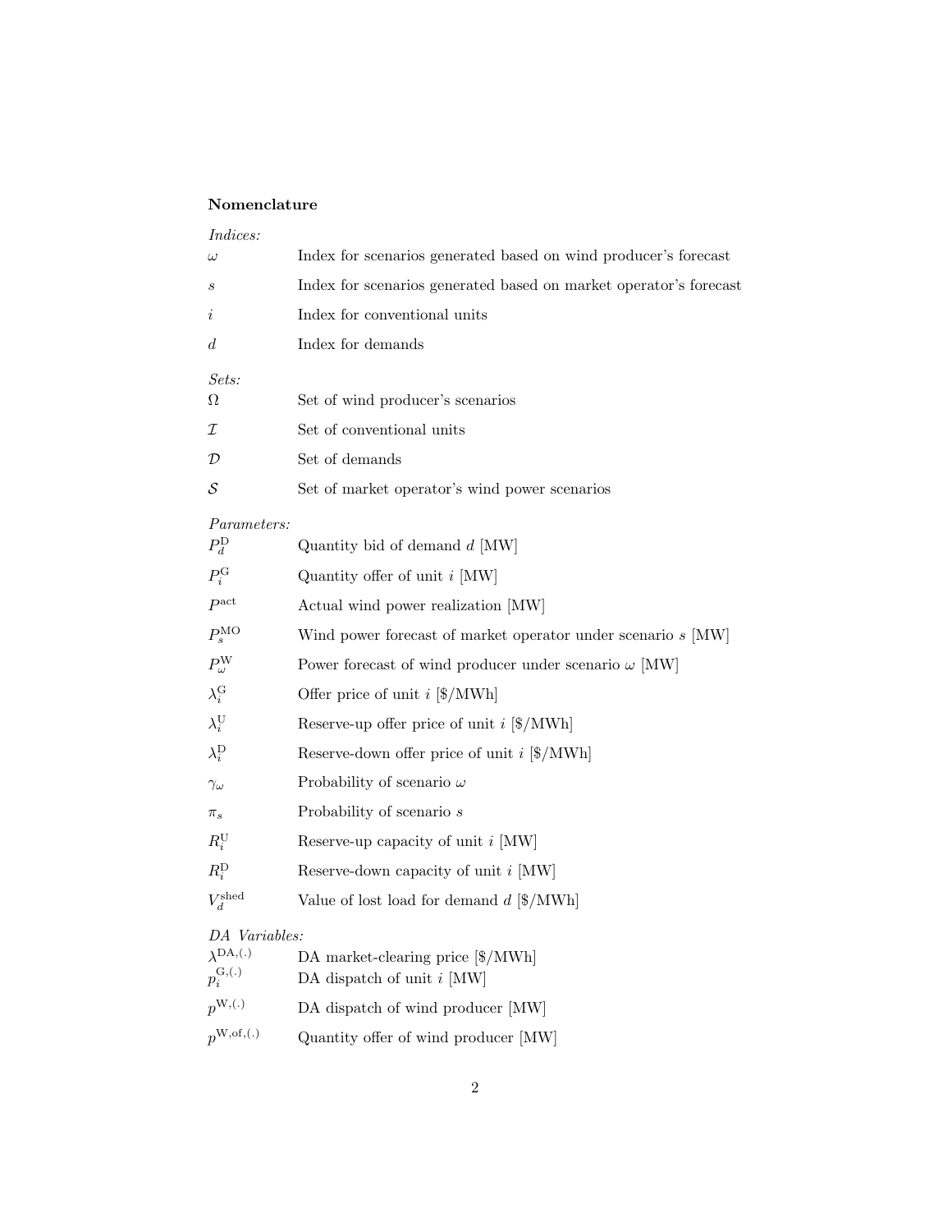**Nomenclature**

*Indices:*

| | |
|---|---|
| $\omega$ | Index for scenarios generated based on wind producer's forecast |
| $s$ | Index for scenarios generated based on market operator's forecast |
| $i$ | Index for conventional units |
| $d$ | Index for demands |

*Sets:*

| | |
|---|---|
| $\Omega$ | Set of wind producer's scenarios |
| $\mathcal{I}$ | Set of conventional units |
| $\mathcal{D}$ | Set of demands |
| $\mathcal{S}$ | Set of market operator's wind power scenarios |

*Parameters:*

| | |
|---|---|
| $P_d^{\mathrm{D}}$ | Quantity bid of demand $d$ [MW] |
| $P_i^{\mathrm{G}}$ | Quantity offer of unit $i$ [MW] |
| $P^{\mathrm{act}}$ | Actual wind power realization [MW] |
| $P_s^{\mathrm{MO}}$ | Wind power forecast of market operator under scenario $s$ [MW] |
| $P_\omega^{\mathrm{W}}$ | Power forecast of wind producer under scenario $\omega$ [MW] |
| $\lambda_i^{\mathrm{G}}$ | Offer price of unit $i$ [$/MWh] |
| $\lambda_i^{\mathrm{U}}$ | Reserve-up offer price of unit $i$ [$/MWh] |
| $\lambda_i^{\mathrm{D}}$ | Reserve-down offer price of unit $i$ [$/MWh] |
| $\gamma_\omega$ | Probability of scenario $\omega$ |
| $\pi_s$ | Probability of scenario $s$ |
| $R_i^{\mathrm{U}}$ | Reserve-up capacity of unit $i$ [MW] |
| $R_i^{\mathrm{D}}$ | Reserve-down capacity of unit $i$ [MW] |
| $V_d^{\mathrm{shed}}$ | Value of lost load for demand $d$ [$/MWh] |

*DA Variables:*

| | |
|---|---|
| $\lambda^{\mathrm{DA},(.)}$ | DA market-clearing price [$/MWh] |
| $p_i^{\mathrm{G},(.)}$ | DA dispatch of unit $i$ [MW] |
| $p^{\mathrm{W},(.)}$ | DA dispatch of wind producer [MW] |
| $p^{\mathrm{W,of},(.)}$ | Quantity offer of wind producer [MW] |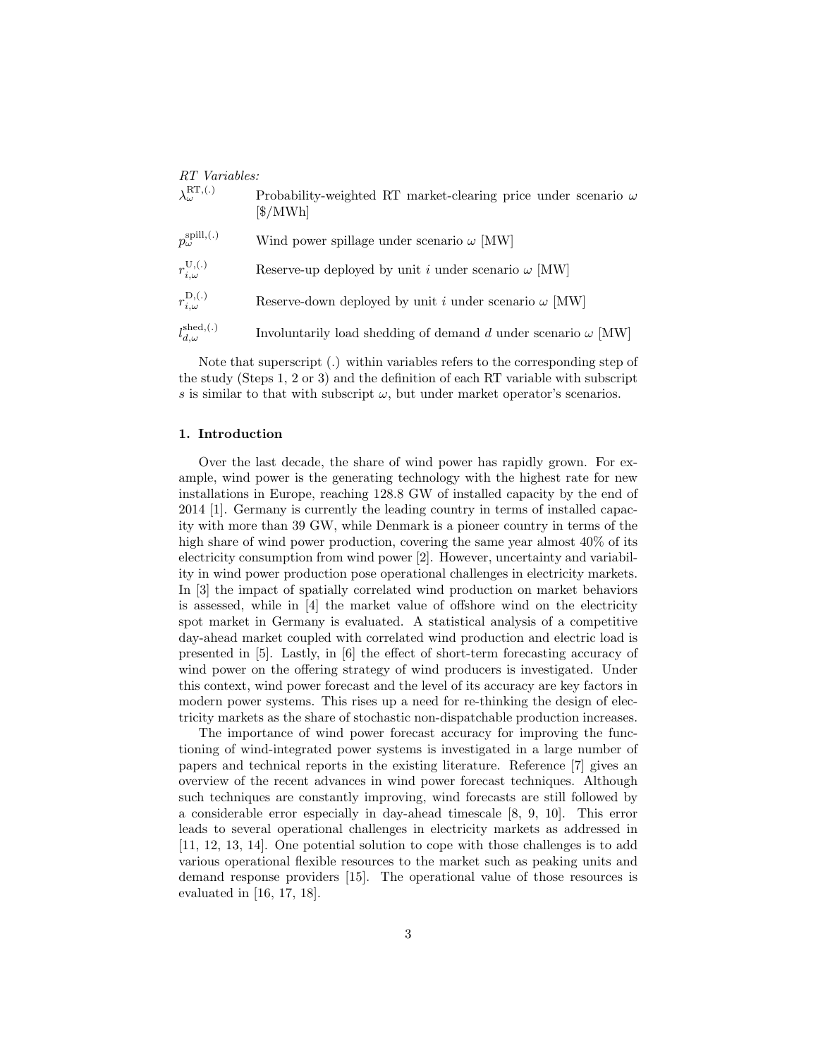*RT Variables:*

$\lambda_{\omega}^{\text{RT},(.)}$ Probability-weighted RT market-clearing price under scenario $\omega$ [\$/MWh]

$p_{\omega}^{\text{spill},(.)}$ Wind power spillage under scenario $\omega$ [MW]

$r_{i,\omega}^{\text{U},(.)}$ Reserve-up deployed by unit $i$ under scenario $\omega$ [MW]

$r_{i,\omega}^{\text{D},(.)}$ Reserve-down deployed by unit $i$ under scenario $\omega$ [MW]

$l_{d,\omega}^{\text{shed},(.)}$ Involuntarily load shedding of demand $d$ under scenario $\omega$ [MW]

Note that superscript (.) within variables refers to the corresponding step of the study (Steps 1, 2 or 3) and the definition of each RT variable with subscript $s$ is similar to that with subscript $\omega$, but under market operator's scenarios.

## 1. Introduction

Over the last decade, the share of wind power has rapidly grown. For example, wind power is the generating technology with the highest rate for new installations in Europe, reaching 128.8 GW of installed capacity by the end of 2014 [1]. Germany is currently the leading country in terms of installed capacity with more than 39 GW, while Denmark is a pioneer country in terms of the high share of wind power production, covering the same year almost 40% of its electricity consumption from wind power [2]. However, uncertainty and variability in wind power production pose operational challenges in electricity markets. In [3] the impact of spatially correlated wind production on market behaviors is assessed, while in [4] the market value of offshore wind on the electricity spot market in Germany is evaluated. A statistical analysis of a competitive day-ahead market coupled with correlated wind production and electric load is presented in [5]. Lastly, in [6] the effect of short-term forecasting accuracy of wind power on the offering strategy of wind producers is investigated. Under this context, wind power forecast and the level of its accuracy are key factors in modern power systems. This rises up a need for re-thinking the design of electricity markets as the share of stochastic non-dispatchable production increases.

The importance of wind power forecast accuracy for improving the functioning of wind-integrated power systems is investigated in a large number of papers and technical reports in the existing literature. Reference [7] gives an overview of the recent advances in wind power forecast techniques. Although such techniques are constantly improving, wind forecasts are still followed by a considerable error especially in day-ahead timescale [8, 9, 10]. This error leads to several operational challenges in electricity markets as addressed in [11, 12, 13, 14]. One potential solution to cope with those challenges is to add various operational flexible resources to the market such as peaking units and demand response providers [15]. The operational value of those resources is evaluated in [16, 17, 18].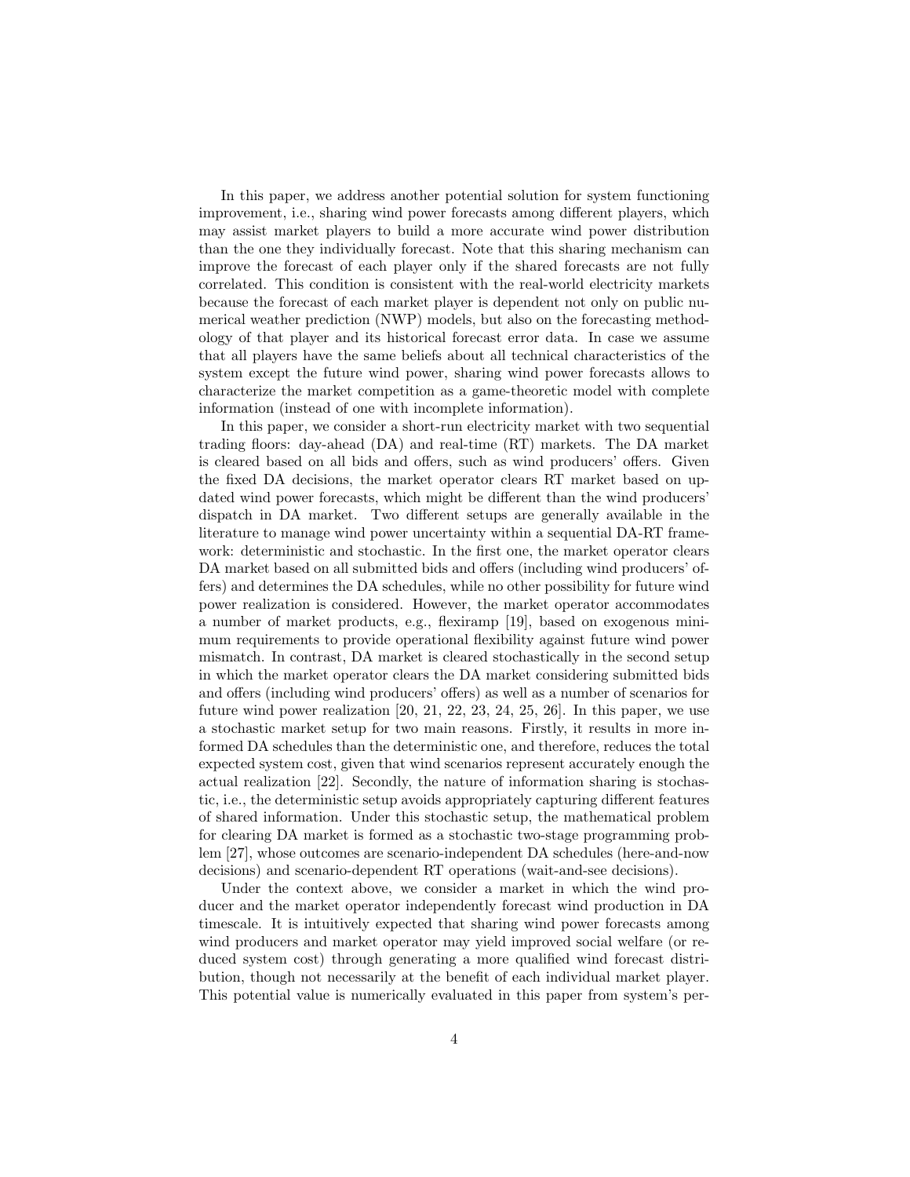In this paper, we address another potential solution for system functioning improvement, i.e., sharing wind power forecasts among different players, which may assist market players to build a more accurate wind power distribution than the one they individually forecast. Note that this sharing mechanism can improve the forecast of each player only if the shared forecasts are not fully correlated. This condition is consistent with the real-world electricity markets because the forecast of each market player is dependent not only on public numerical weather prediction (NWP) models, but also on the forecasting methodology of that player and its historical forecast error data. In case we assume that all players have the same beliefs about all technical characteristics of the system except the future wind power, sharing wind power forecasts allows to characterize the market competition as a game-theoretic model with complete information (instead of one with incomplete information).

In this paper, we consider a short-run electricity market with two sequential trading floors: day-ahead (DA) and real-time (RT) markets. The DA market is cleared based on all bids and offers, such as wind producers' offers. Given the fixed DA decisions, the market operator clears RT market based on updated wind power forecasts, which might be different than the wind producers' dispatch in DA market. Two different setups are generally available in the literature to manage wind power uncertainty within a sequential DA-RT framework: deterministic and stochastic. In the first one, the market operator clears DA market based on all submitted bids and offers (including wind producers' offers) and determines the DA schedules, while no other possibility for future wind power realization is considered. However, the market operator accommodates a number of market products, e.g., flexiramp [19], based on exogenous minimum requirements to provide operational flexibility against future wind power mismatch. In contrast, DA market is cleared stochastically in the second setup in which the market operator clears the DA market considering submitted bids and offers (including wind producers' offers) as well as a number of scenarios for future wind power realization [20, 21, 22, 23, 24, 25, 26]. In this paper, we use a stochastic market setup for two main reasons. Firstly, it results in more informed DA schedules than the deterministic one, and therefore, reduces the total expected system cost, given that wind scenarios represent accurately enough the actual realization [22]. Secondly, the nature of information sharing is stochastic, i.e., the deterministic setup avoids appropriately capturing different features of shared information. Under this stochastic setup, the mathematical problem for clearing DA market is formed as a stochastic two-stage programming problem [27], whose outcomes are scenario-independent DA schedules (here-and-now decisions) and scenario-dependent RT operations (wait-and-see decisions).

Under the context above, we consider a market in which the wind producer and the market operator independently forecast wind production in DA timescale. It is intuitively expected that sharing wind power forecasts among wind producers and market operator may yield improved social welfare (or reduced system cost) through generating a more qualified wind forecast distribution, though not necessarily at the benefit of each individual market player. This potential value is numerically evaluated in this paper from system's per-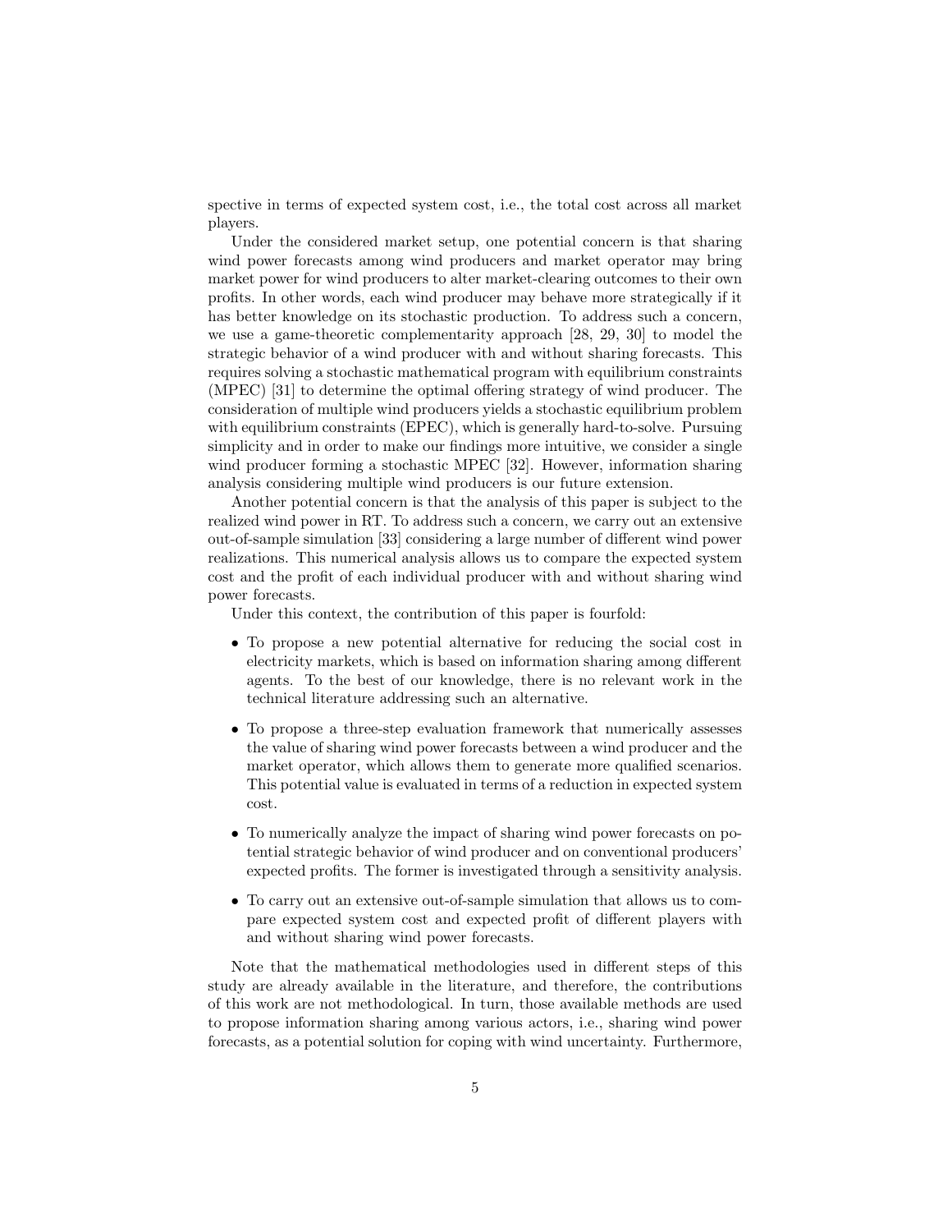spective in terms of expected system cost, i.e., the total cost across all market players.

Under the considered market setup, one potential concern is that sharing wind power forecasts among wind producers and market operator may bring market power for wind producers to alter market-clearing outcomes to their own profits. In other words, each wind producer may behave more strategically if it has better knowledge on its stochastic production. To address such a concern, we use a game-theoretic complementarity approach [28, 29, 30] to model the strategic behavior of a wind producer with and without sharing forecasts. This requires solving a stochastic mathematical program with equilibrium constraints (MPEC) [31] to determine the optimal offering strategy of wind producer. The consideration of multiple wind producers yields a stochastic equilibrium problem with equilibrium constraints (EPEC), which is generally hard-to-solve. Pursuing simplicity and in order to make our findings more intuitive, we consider a single wind producer forming a stochastic MPEC [32]. However, information sharing analysis considering multiple wind producers is our future extension.

Another potential concern is that the analysis of this paper is subject to the realized wind power in RT. To address such a concern, we carry out an extensive out-of-sample simulation [33] considering a large number of different wind power realizations. This numerical analysis allows us to compare the expected system cost and the profit of each individual producer with and without sharing wind power forecasts.

Under this context, the contribution of this paper is fourfold:

- To propose a new potential alternative for reducing the social cost in electricity markets, which is based on information sharing among different agents. To the best of our knowledge, there is no relevant work in the technical literature addressing such an alternative.
- To propose a three-step evaluation framework that numerically assesses the value of sharing wind power forecasts between a wind producer and the market operator, which allows them to generate more qualified scenarios. This potential value is evaluated in terms of a reduction in expected system cost.
- To numerically analyze the impact of sharing wind power forecasts on potential strategic behavior of wind producer and on conventional producers' expected profits. The former is investigated through a sensitivity analysis.
- To carry out an extensive out-of-sample simulation that allows us to compare expected system cost and expected profit of different players with and without sharing wind power forecasts.

Note that the mathematical methodologies used in different steps of this study are already available in the literature, and therefore, the contributions of this work are not methodological. In turn, those available methods are used to propose information sharing among various actors, i.e., sharing wind power forecasts, as a potential solution for coping with wind uncertainty. Furthermore,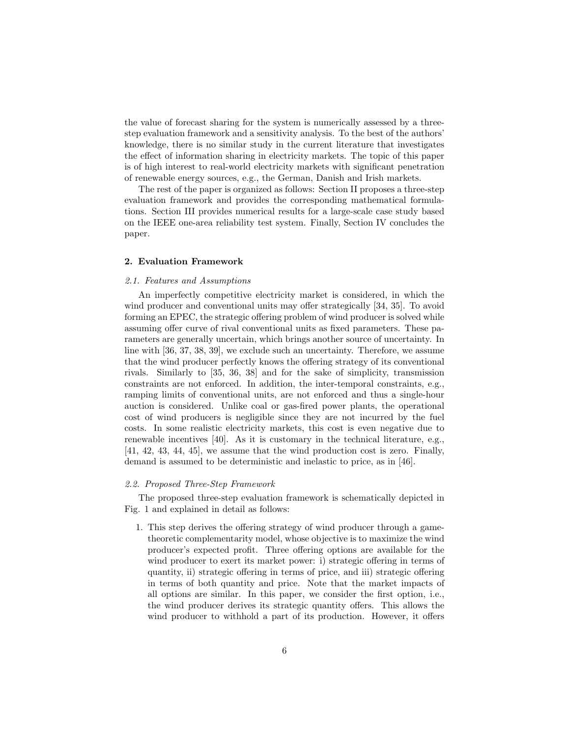the value of forecast sharing for the system is numerically assessed by a three-step evaluation framework and a sensitivity analysis. To the best of the authors' knowledge, there is no similar study in the current literature that investigates the effect of information sharing in electricity markets. The topic of this paper is of high interest to real-world electricity markets with significant penetration of renewable energy sources, e.g., the German, Danish and Irish markets.

The rest of the paper is organized as follows: Section II proposes a three-step evaluation framework and provides the corresponding mathematical formulations. Section III provides numerical results for a large-scale case study based on the IEEE one-area reliability test system. Finally, Section IV concludes the paper.

## 2. Evaluation Framework

### *2.1. Features and Assumptions*

An imperfectly competitive electricity market is considered, in which the wind producer and conventional units may offer strategically [34, 35]. To avoid forming an EPEC, the strategic offering problem of wind producer is solved while assuming offer curve of rival conventional units as fixed parameters. These parameters are generally uncertain, which brings another source of uncertainty. In line with [36, 37, 38, 39], we exclude such an uncertainty. Therefore, we assume that the wind producer perfectly knows the offering strategy of its conventional rivals. Similarly to [35, 36, 38] and for the sake of simplicity, transmission constraints are not enforced. In addition, the inter-temporal constraints, e.g., ramping limits of conventional units, are not enforced and thus a single-hour auction is considered. Unlike coal or gas-fired power plants, the operational cost of wind producers is negligible since they are not incurred by the fuel costs. In some realistic electricity markets, this cost is even negative due to renewable incentives [40]. As it is customary in the technical literature, e.g., [41, 42, 43, 44, 45], we assume that the wind production cost is zero. Finally, demand is assumed to be deterministic and inelastic to price, as in [46].

### *2.2. Proposed Three-Step Framework*

The proposed three-step evaluation framework is schematically depicted in Fig. 1 and explained in detail as follows:

1. This step derives the offering strategy of wind producer through a game-theoretic complementarity model, whose objective is to maximize the wind producer's expected profit. Three offering options are available for the wind producer to exert its market power: i) strategic offering in terms of quantity, ii) strategic offering in terms of price, and iii) strategic offering in terms of both quantity and price. Note that the market impacts of all options are similar. In this paper, we consider the first option, i.e., the wind producer derives its strategic quantity offers. This allows the wind producer to withhold a part of its production. However, it offers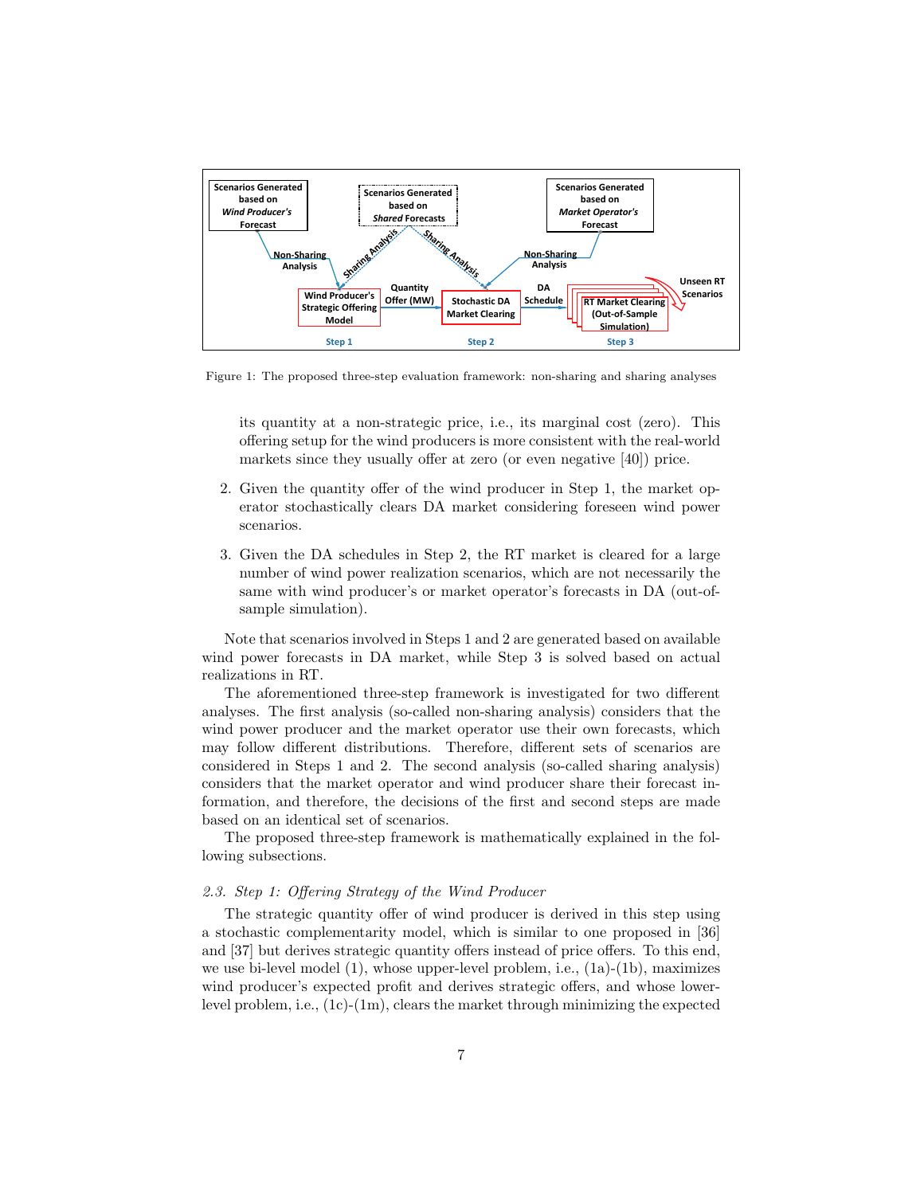Figure 1: The proposed three-step evaluation framework: non-sharing and sharing analyses

its quantity at a non-strategic price, i.e., its marginal cost (zero). This offering setup for the wind producers is more consistent with the real-world markets since they usually offer at zero (or even negative [40]) price.

2. Given the quantity offer of the wind producer in Step 1, the market operator stochastically clears DA market considering foreseen wind power scenarios.

3. Given the DA schedules in Step 2, the RT market is cleared for a large number of wind power realization scenarios, which are not necessarily the same with wind producer's or market operator's forecasts in DA (out-of-sample simulation).

Note that scenarios involved in Steps 1 and 2 are generated based on available wind power forecasts in DA market, while Step 3 is solved based on actual realizations in RT.

The aforementioned three-step framework is investigated for two different analyses. The first analysis (so-called non-sharing analysis) considers that the wind power producer and the market operator use their own forecasts, which may follow different distributions. Therefore, different sets of scenarios are considered in Steps 1 and 2. The second analysis (so-called sharing analysis) considers that the market operator and wind producer share their forecast information, and therefore, the decisions of the first and second steps are made based on an identical set of scenarios.

The proposed three-step framework is mathematically explained in the following subsections.

### *2.3. Step 1: Offering Strategy of the Wind Producer*

The strategic quantity offer of wind producer is derived in this step using a stochastic complementarity model, which is similar to one proposed in [36] and [37] but derives strategic quantity offers instead of price offers. To this end, we use bi-level model (1), whose upper-level problem, i.e., (1a)-(1b), maximizes wind producer's expected profit and derives strategic offers, and whose lower-level problem, i.e., (1c)-(1m), clears the market through minimizing the expected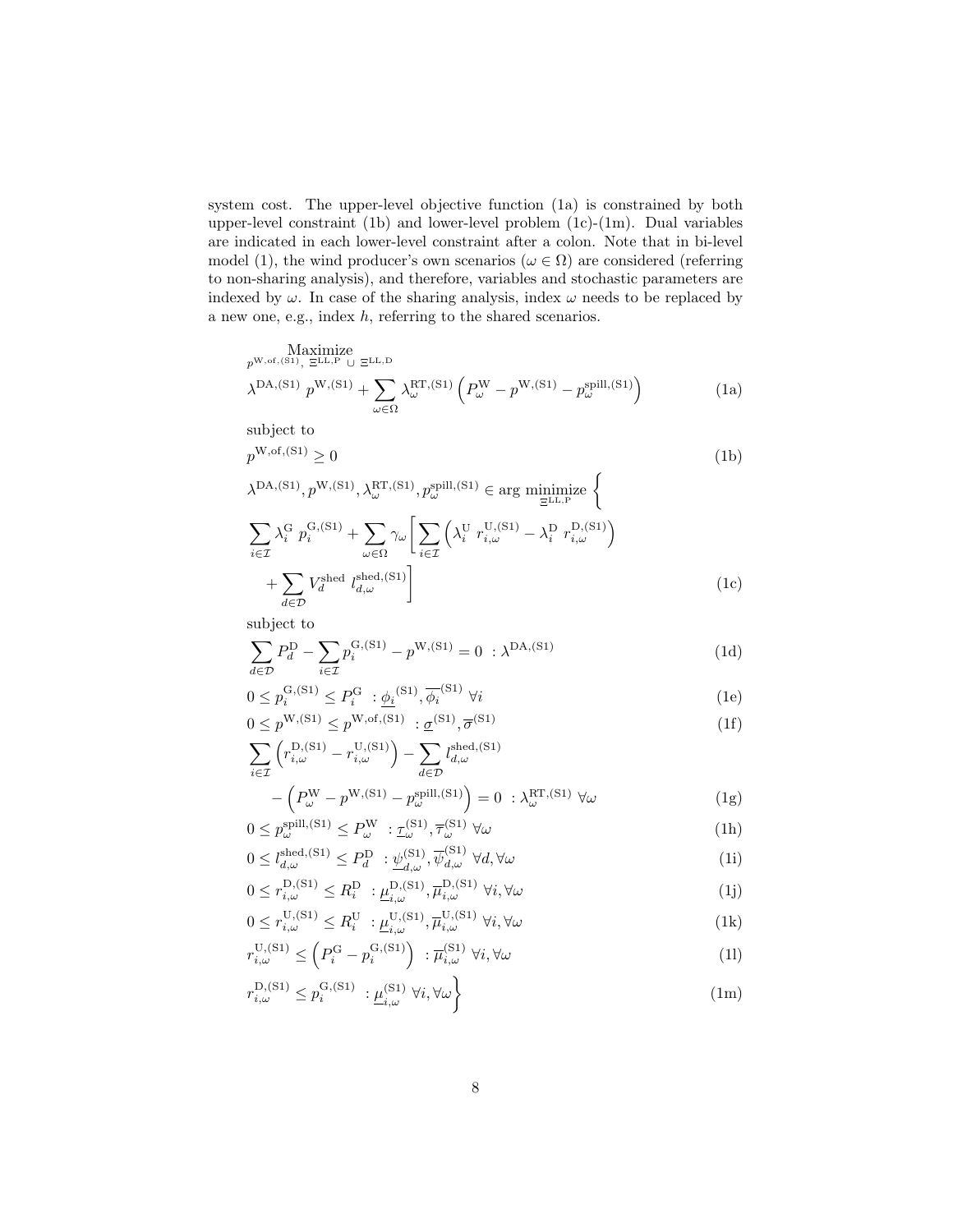system cost. The upper-level objective function (1a) is constrained by both upper-level constraint (1b) and lower-level problem (1c)-(1m). Dual variables are indicated in each lower-level constraint after a colon. Note that in bi-level model (1), the wind producer's own scenarios ($\omega \in \Omega$) are considered (referring to non-sharing analysis), and therefore, variables and stochastic parameters are indexed by $\omega$. In case of the sharing analysis, index $\omega$ needs to be replaced by a new one, e.g., index $h$, referring to the shared scenarios.

$$\underset{p^{\mathrm{W,of,(S1)}},\ \Xi^{\mathrm{LL,P}} \cup \Xi^{\mathrm{LL,D}}}{\text{Maximize}}$$

$$\lambda^{\mathrm{DA,(S1)}}\ p^{\mathrm{W,(S1)}} + \sum_{\omega \in \Omega} \lambda^{\mathrm{RT,(S1)}}_{\omega} \left( P^{\mathrm{W}}_{\omega} - p^{\mathrm{W,(S1)}} - p^{\mathrm{spill,(S1)}}_{\omega} \right) \tag{1a}$$

subject to

$$p^{\mathrm{W,of,(S1)}} \geq 0 \tag{1b}$$

$$\lambda^{\mathrm{DA,(S1)}}, p^{\mathrm{W,(S1)}}, \lambda^{\mathrm{RT,(S1)}}_{\omega}, p^{\mathrm{spill,(S1)}}_{\omega} \in \arg \underset{\Xi^{\mathrm{LL,P}}}{\text{minimize}} \Bigg\{$$

$$\sum_{i \in \mathcal{I}} \lambda^{\mathrm{G}}_i\ p^{\mathrm{G,(S1)}}_i + \sum_{\omega \in \Omega} \gamma_\omega \Bigg[ \sum_{i \in \mathcal{I}} \left( \lambda^{\mathrm{U}}_i\ r^{\mathrm{U,(S1)}}_{i,\omega} - \lambda^{\mathrm{D}}_i\ r^{\mathrm{D,(S1)}}_{i,\omega} \right) + \sum_{d \in \mathcal{D}} V^{\mathrm{shed}}_d\ l^{\mathrm{shed,(S1)}}_{d,\omega} \Bigg] \tag{1c}$$

subject to

$$\sum_{d \in \mathcal{D}} P^{\mathrm{D}}_d - \sum_{i \in \mathcal{I}} p^{\mathrm{G,(S1)}}_i - p^{\mathrm{W,(S1)}} = 0\ \ : \lambda^{\mathrm{DA,(S1)}} \tag{1d}$$

$$0 \leq p^{\mathrm{G,(S1)}}_i \leq P^{\mathrm{G}}_i\ \ : \underline{\phi_i}^{(\mathrm{S1})}, \overline{\phi_i}^{(\mathrm{S1})}\ \forall i \tag{1e}$$

$$0 \leq p^{\mathrm{W,(S1)}} \leq p^{\mathrm{W,of,(S1)}}\ \ : \underline{\sigma}^{(\mathrm{S1})}, \overline{\sigma}^{(\mathrm{S1})} \tag{1f}$$

$$\sum_{i \in \mathcal{I}} \left( r^{\mathrm{D,(S1)}}_{i,\omega} - r^{\mathrm{U,(S1)}}_{i,\omega} \right) - \sum_{d \in \mathcal{D}} l^{\mathrm{shed,(S1)}}_{d,\omega} - \left( P^{\mathrm{W}}_{\omega} - p^{\mathrm{W,(S1)}} - p^{\mathrm{spill,(S1)}}_{\omega} \right) = 0\ \ : \lambda^{\mathrm{RT,(S1)}}_{\omega}\ \forall \omega \tag{1g}$$

$$0 \leq p^{\mathrm{spill,(S1)}}_{\omega} \leq P^{\mathrm{W}}_{\omega}\ \ : \underline{\tau}^{(\mathrm{S1})}_{\omega}, \overline{\tau}^{(\mathrm{S1})}_{\omega}\ \forall \omega \tag{1h}$$

$$0 \leq l^{\mathrm{shed,(S1)}}_{d,\omega} \leq P^{\mathrm{D}}_d\ \ : \underline{\psi}^{(\mathrm{S1})}_{d,\omega}, \overline{\psi}^{(\mathrm{S1})}_{d,\omega}\ \forall d, \forall \omega \tag{1i}$$

$$0 \leq r^{\mathrm{D,(S1)}}_{i,\omega} \leq R^{\mathrm{D}}_i\ \ : \underline{\mu}^{\mathrm{D,(S1)}}_{i,\omega}, \overline{\mu}^{\mathrm{D,(S1)}}_{i,\omega}\ \forall i, \forall \omega \tag{1j}$$

$$0 \leq r^{\mathrm{U,(S1)}}_{i,\omega} \leq R^{\mathrm{U}}_i\ \ : \underline{\mu}^{\mathrm{U,(S1)}}_{i,\omega}, \overline{\mu}^{\mathrm{U,(S1)}}_{i,\omega}\ \forall i, \forall \omega \tag{1k}$$

$$r^{\mathrm{U,(S1)}}_{i,\omega} \leq \left( P^{\mathrm{G}}_i - p^{\mathrm{G,(S1)}}_i \right)\ \ : \overline{\mu}^{(\mathrm{S1})}_{i,\omega}\ \forall i, \forall \omega \tag{1l}$$

$$r^{\mathrm{D,(S1)}}_{i,\omega} \leq p^{\mathrm{G,(S1)}}_i\ \ : \underline{\mu}^{(\mathrm{S1})}_{i,\omega}\ \forall i, \forall \omega \Bigg\} \tag{1m}$$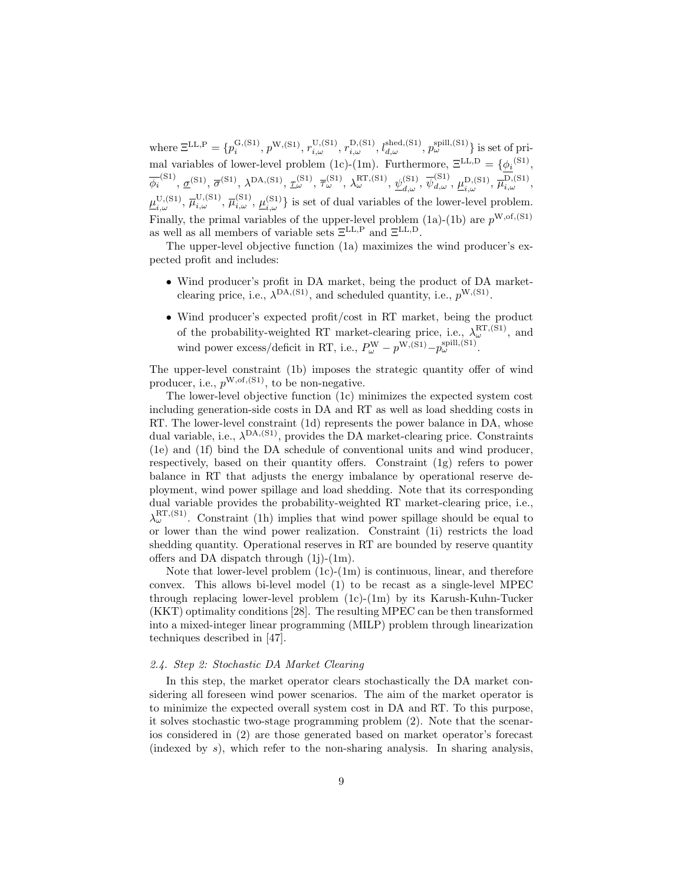where $\Xi^{\text{LL,P}} = \{p_i^{\text{G,(S1)}}, p^{\text{W,(S1)}}, r_{i,\omega}^{\text{U,(S1)}}, r_{i,\omega}^{\text{D,(S1)}}, l_{d,\omega}^{\text{shed,(S1)}}, p_\omega^{\text{spill,(S1)}}\}$ is set of primal variables of lower-level problem (1c)-(1m). Furthermore, $\Xi^{\text{LL,D}} = \{\underline{\phi_i}^{\text{(S1)}}, \overline{\phi_i}^{\text{(S1)}}, \underline{\sigma}^{\text{(S1)}}, \overline{\sigma}^{\text{(S1)}}, \lambda^{\text{DA,(S1)}}, \underline{\tau}_\omega^{\text{(S1)}}, \overline{\tau}_\omega^{\text{(S1)}}, \lambda_\omega^{\text{RT,(S1)}}, \underline{\psi}_{d,\omega}^{\text{(S1)}}, \overline{\psi}_{d,\omega}^{\text{(S1)}}, \underline{\mu}_{i,\omega}^{\text{D,(S1)}}, \overline{\mu}_{i,\omega}^{\text{D,(S1)}}, \underline{\mu}_{i,\omega}^{\text{U,(S1)}}, \overline{\mu}_{i,\omega}^{\text{U,(S1)}}, \overline{\mu}_{i,\omega}^{\text{(S1)}}, \underline{\mu}_{i,\omega}^{\text{(S1)}}\}$ is set of dual variables of the lower-level problem. Finally, the primal variables of the upper-level problem (1a)-(1b) are $p^{\text{W,of,(S1)}}$ as well as all members of variable sets $\Xi^{\text{LL,P}}$ and $\Xi^{\text{LL,D}}$.

The upper-level objective function (1a) maximizes the wind producer's expected profit and includes:

- Wind producer's profit in DA market, being the product of DA market-clearing price, i.e., $\lambda^{\text{DA,(S1)}}$, and scheduled quantity, i.e., $p^{\text{W,(S1)}}$.
- Wind producer's expected profit/cost in RT market, being the product of the probability-weighted RT market-clearing price, i.e., $\lambda_\omega^{\text{RT,(S1)}}$, and wind power excess/deficit in RT, i.e., $P_\omega^{\text{W}} - p^{\text{W,(S1)}} - p_\omega^{\text{spill,(S1)}}$.

The upper-level constraint (1b) imposes the strategic quantity offer of wind producer, i.e., $p^{\text{W,of,(S1)}}$, to be non-negative.

The lower-level objective function (1c) minimizes the expected system cost including generation-side costs in DA and RT as well as load shedding costs in RT. The lower-level constraint (1d) represents the power balance in DA, whose dual variable, i.e., $\lambda^{\text{DA,(S1)}}$, provides the DA market-clearing price. Constraints (1e) and (1f) bind the DA schedule of conventional units and wind producer, respectively, based on their quantity offers. Constraint (1g) refers to power balance in RT that adjusts the energy imbalance by operational reserve deployment, wind power spillage and load shedding. Note that its corresponding dual variable provides the probability-weighted RT market-clearing price, i.e., $\lambda_\omega^{\text{RT,(S1)}}$. Constraint (1h) implies that wind power spillage should be equal to or lower than the wind power realization. Constraint (1i) restricts the load shedding quantity. Operational reserves in RT are bounded by reserve quantity offers and DA dispatch through (1j)-(1m).

Note that lower-level problem (1c)-(1m) is continuous, linear, and therefore convex. This allows bi-level model (1) to be recast as a single-level MPEC through replacing lower-level problem (1c)-(1m) by its Karush-Kuhn-Tucker (KKT) optimality conditions [28]. The resulting MPEC can be then transformed into a mixed-integer linear programming (MILP) problem through linearization techniques described in [47].

### *2.4. Step 2: Stochastic DA Market Clearing*

In this step, the market operator clears stochastically the DA market considering all foreseen wind power scenarios. The aim of the market operator is to minimize the expected overall system cost in DA and RT. To this purpose, it solves stochastic two-stage programming problem (2). Note that the scenarios considered in (2) are those generated based on market operator's forecast (indexed by $s$), which refer to the non-sharing analysis. In sharing analysis,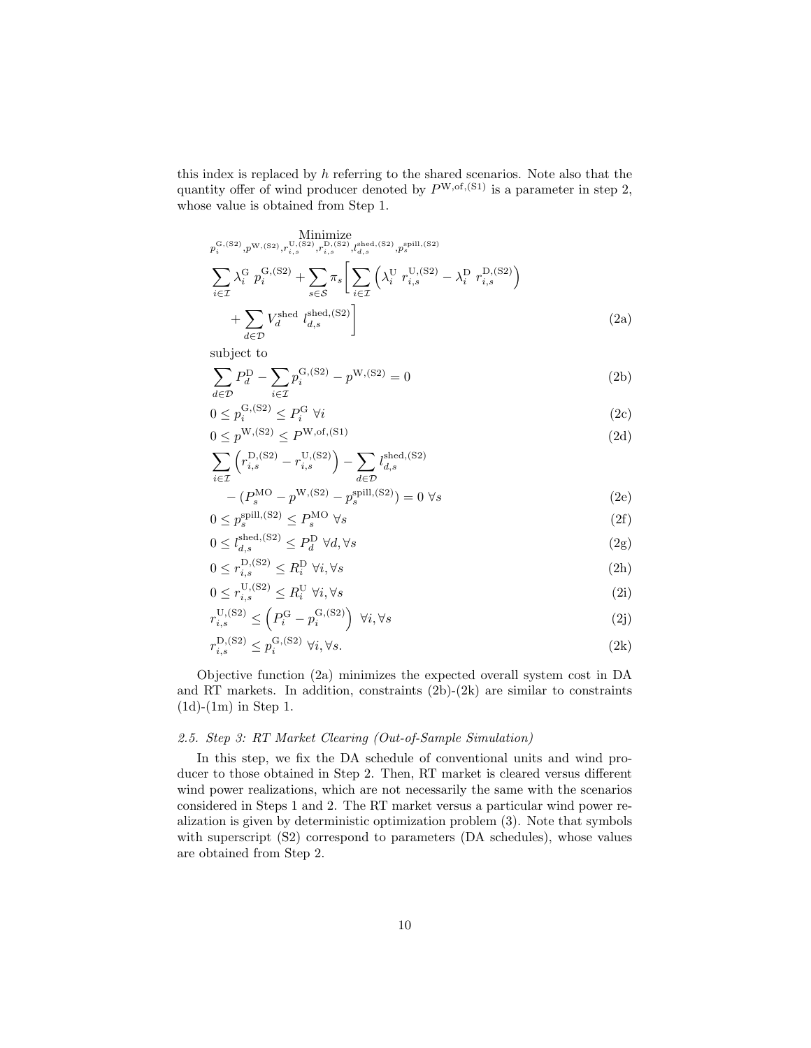this index is replaced by $h$ referring to the shared scenarios. Note also that the quantity offer of wind producer denoted by $P^{\mathrm{W,of,(S1)}}$ is a parameter in step 2, whose value is obtained from Step 1.

$$\underset{p_i^{\mathrm{G,(S2)}}, p^{\mathrm{W,(S2)}}, r_{i,s}^{\mathrm{U,(S2)}}, r_{i,s}^{\mathrm{D,(S2)}}, l_{d,s}^{\mathrm{shed,(S2)}}, p_s^{\mathrm{spill,(S2)}}}{\text{Minimize}}$$

$$\sum_{i \in \mathcal{I}} \lambda_i^{\mathrm{G}} \, p_i^{\mathrm{G,(S2)}} + \sum_{s \in \mathcal{S}} \pi_s \Bigg[ \sum_{i \in \mathcal{I}} \left( \lambda_i^{\mathrm{U}} \, r_{i,s}^{\mathrm{U,(S2)}} - \lambda_i^{\mathrm{D}} \, r_{i,s}^{\mathrm{D,(S2)}} \right) + \sum_{d \in \mathcal{D}} V_d^{\mathrm{shed}} \, l_{d,s}^{\mathrm{shed,(S2)}} \Bigg] \tag{2a}$$

subject to

$$\sum_{d \in \mathcal{D}} P_d^{\mathrm{D}} - \sum_{i \in \mathcal{I}} p_i^{\mathrm{G,(S2)}} - p^{\mathrm{W,(S2)}} = 0 \tag{2b}$$

$$0 \leq p_i^{\mathrm{G,(S2)}} \leq P_i^{\mathrm{G}} \;\; \forall i \tag{2c}$$

$$0 \leq p^{\mathrm{W,(S2)}} \leq P^{\mathrm{W,of,(S1)}} \tag{2d}$$

$$\sum_{i \in \mathcal{I}} \left( r_{i,s}^{\mathrm{D,(S2)}} - r_{i,s}^{\mathrm{U,(S2)}} \right) - \sum_{d \in \mathcal{D}} l_{d,s}^{\mathrm{shed,(S2)}} - \left( P_s^{\mathrm{MO}} - p^{\mathrm{W,(S2)}} - p_s^{\mathrm{spill,(S2)}} \right) = 0 \;\; \forall s \tag{2e}$$

$$0 \leq p_s^{\mathrm{spill,(S2)}} \leq P_s^{\mathrm{MO}} \;\; \forall s \tag{2f}$$

$$0 \leq l_{d,s}^{\mathrm{shed,(S2)}} \leq P_d^{\mathrm{D}} \;\; \forall d, \forall s \tag{2g}$$

$$0 \leq r_{i,s}^{\mathrm{D,(S2)}} \leq R_i^{\mathrm{D}} \;\; \forall i, \forall s \tag{2h}$$

$$0 \leq r_{i,s}^{\mathrm{U,(S2)}} \leq R_i^{\mathrm{U}} \;\; \forall i, \forall s \tag{2i}$$

$$r_{i,s}^{\mathrm{U,(S2)}} \leq \left( P_i^{\mathrm{G}} - p_i^{\mathrm{G,(S2)}} \right) \;\; \forall i, \forall s \tag{2j}$$

$$r_{i,s}^{\mathrm{D,(S2)}} \leq p_i^{\mathrm{G,(S2)}} \;\; \forall i, \forall s. \tag{2k}$$

Objective function (2a) minimizes the expected overall system cost in DA and RT markets. In addition, constraints (2b)-(2k) are similar to constraints (1d)-(1m) in Step 1.

### *2.5. Step 3: RT Market Clearing (Out-of-Sample Simulation)*

In this step, we fix the DA schedule of conventional units and wind producer to those obtained in Step 2. Then, RT market is cleared versus different wind power realizations, which are not necessarily the same with the scenarios considered in Steps 1 and 2. The RT market versus a particular wind power realization is given by deterministic optimization problem (3). Note that symbols with superscript (S2) correspond to parameters (DA schedules), whose values are obtained from Step 2.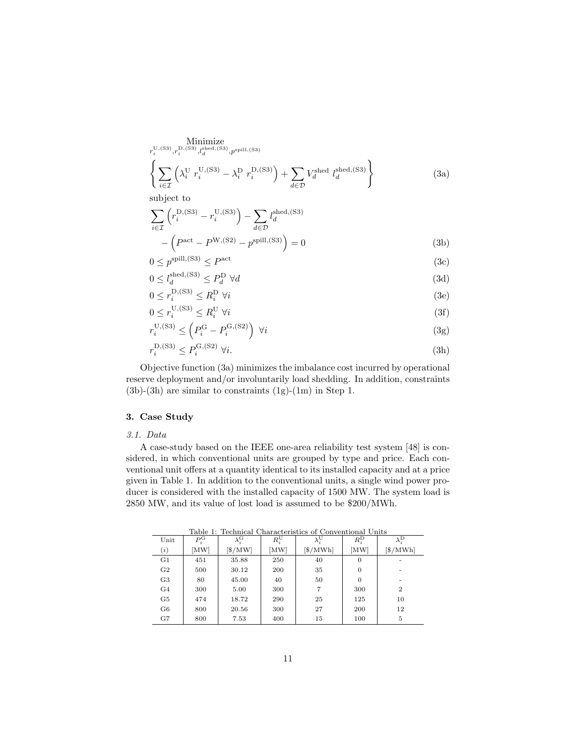$$
\underset{r_i^{\mathrm{U,(S3)}}, r_i^{\mathrm{D,(S3)}}, l_d^{\mathrm{shed,(S3)}}, p^{\mathrm{spill,(S3)}}}{\text{Minimize}}
\left\{ \sum_{i \in \mathcal{I}} \left( \lambda_i^{\mathrm{U}} \; r_i^{\mathrm{U,(S3)}} - \lambda_i^{\mathrm{D}} \; r_i^{\mathrm{D,(S3)}} \right) + \sum_{d \in \mathcal{D}} V_d^{\mathrm{shed}} \; l_d^{\mathrm{shed,(S3)}} \right\} \tag{3a}
$$

subject to

$$
\sum_{i \in \mathcal{I}} \left( r_i^{\mathrm{D,(S3)}} - r_i^{\mathrm{U,(S3)}} \right) - \sum_{d \in \mathcal{D}} l_d^{\mathrm{shed,(S3)}} - \left( P^{\mathrm{act}} - P^{\mathrm{W,(S2)}} - p^{\mathrm{spill,(S3)}} \right) = 0 \tag{3b}
$$

$$
0 \leq p^{\mathrm{spill,(S3)}} \leq P^{\mathrm{act}} \tag{3c}
$$

$$
0 \leq l_d^{\mathrm{shed,(S3)}} \leq P_d^{\mathrm{D}} \; \forall d \tag{3d}
$$

$$
0 \leq r_i^{\mathrm{D,(S3)}} \leq R_i^{\mathrm{D}} \; \forall i \tag{3e}
$$

$$
0 \leq r_i^{\mathrm{U,(S3)}} \leq R_i^{\mathrm{U}} \; \forall i \tag{3f}
$$

$$
r_i^{\mathrm{U,(S3)}} \leq \left( P_i^{\mathrm{G}} - P_i^{\mathrm{G,(S2)}} \right) \; \forall i \tag{3g}
$$

$$
r_i^{\mathrm{D,(S3)}} \leq P_i^{\mathrm{G,(S2)}} \; \forall i. \tag{3h}
$$

Objective function (3a) minimizes the imbalance cost incurred by operational reserve deployment and/or involuntarily load shedding. In addition, constraints (3b)-(3h) are similar to constraints (1g)-(1m) in Step 1.

## 3. Case Study

### 3.1. Data

A case-study based on the IEEE one-area reliability test system [48] is considered, in which conventional units are grouped by type and price. Each conventional unit offers at a quantity identical to its installed capacity and at a price given in Table 1. In addition to the conventional units, a single wind power producer is considered with the installed capacity of 1500 MW. The system load is 2850 MW, and its value of lost load is assumed to be \$200/MWh.

Table 1: Technical Characteristics of Conventional Units

| Unit | $P_i^{\mathrm{G}}$ | $\lambda_i^{\mathrm{G}}$ | $R_i^{\mathrm{U}}$ | $\lambda_i^{\mathrm{U}}$ | $R_i^{\mathrm{D}}$ | $\lambda_i^{\mathrm{D}}$ |
|---|---|---|---|---|---|---|
| $(i)$ | [MW] | [\$/MW] | [MW] | [\$/MWh] | [MW] | [\$/MWh] |
| G1 | 451 | 35.88 | 250 | 40 | 0 | - |
| G2 | 500 | 30.12 | 200 | 35 | 0 | - |
| G3 | 80 | 45.00 | 40 | 50 | 0 | - |
| G4 | 300 | 5.00 | 300 | 7 | 300 | 2 |
| G5 | 474 | 18.72 | 290 | 25 | 125 | 10 |
| G6 | 800 | 20.56 | 300 | 27 | 200 | 12 |
| G7 | 800 | 7.53 | 400 | 15 | 100 | 5 |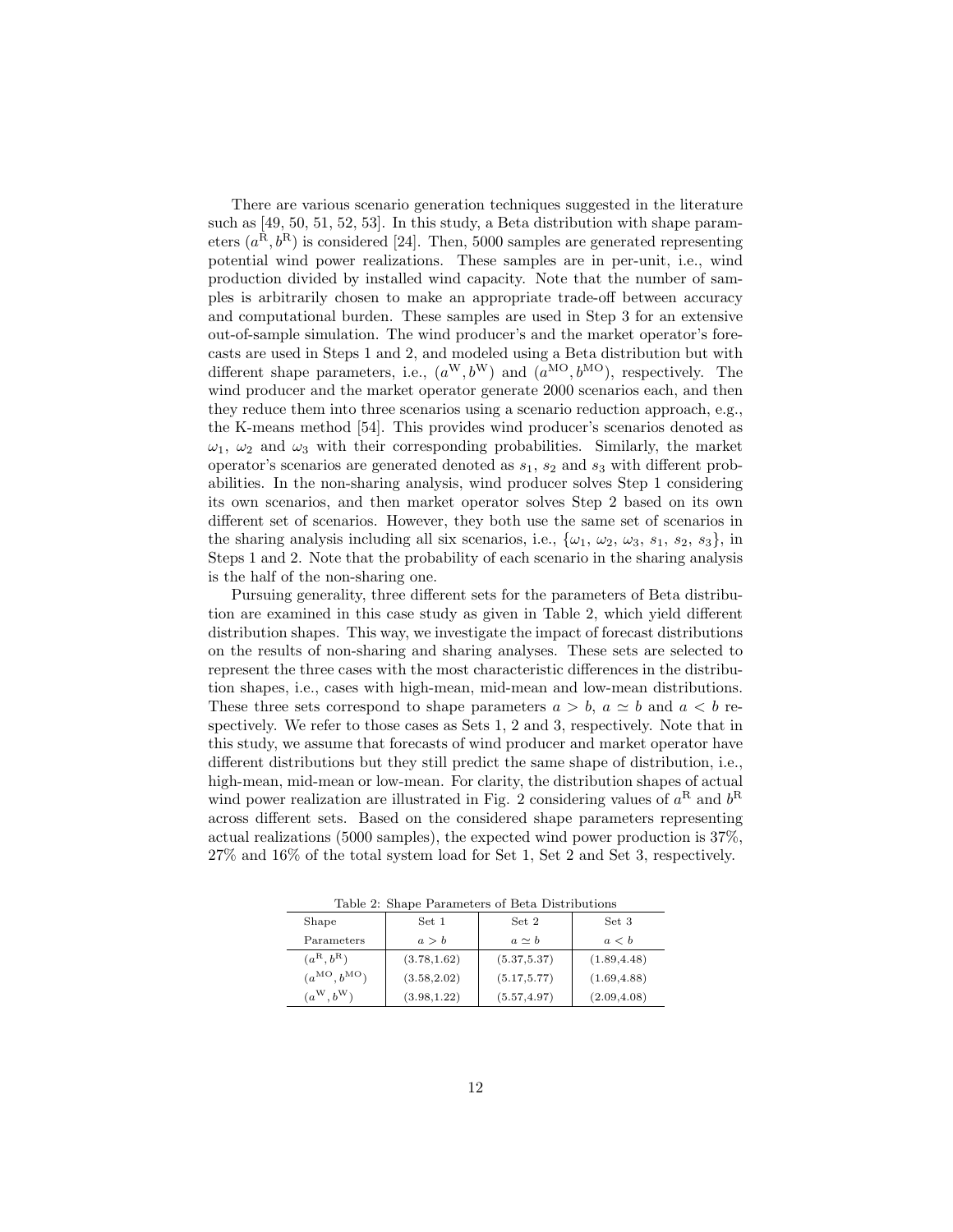There are various scenario generation techniques suggested in the literature such as [49, 50, 51, 52, 53]. In this study, a Beta distribution with shape parameters $(a^{\mathrm{R}}, b^{\mathrm{R}})$ is considered [24]. Then, 5000 samples are generated representing potential wind power realizations. These samples are in per-unit, i.e., wind production divided by installed wind capacity. Note that the number of samples is arbitrarily chosen to make an appropriate trade-off between accuracy and computational burden. These samples are used in Step 3 for an extensive out-of-sample simulation. The wind producer's and the market operator's forecasts are used in Steps 1 and 2, and modeled using a Beta distribution but with different shape parameters, i.e., $(a^{\mathrm{W}}, b^{\mathrm{W}})$ and $(a^{\mathrm{MO}}, b^{\mathrm{MO}})$, respectively. The wind producer and the market operator generate 2000 scenarios each, and then they reduce them into three scenarios using a scenario reduction approach, e.g., the K-means method [54]. This provides wind producer's scenarios denoted as $\omega_1$, $\omega_2$ and $\omega_3$ with their corresponding probabilities. Similarly, the market operator's scenarios are generated denoted as $s_1$, $s_2$ and $s_3$ with different probabilities. In the non-sharing analysis, wind producer solves Step 1 considering its own scenarios, and then market operator solves Step 2 based on its own different set of scenarios. However, they both use the same set of scenarios in the sharing analysis including all six scenarios, i.e., $\{\omega_1, \omega_2, \omega_3, s_1, s_2, s_3\}$, in Steps 1 and 2. Note that the probability of each scenario in the sharing analysis is the half of the non-sharing one.

Pursuing generality, three different sets for the parameters of Beta distribution are examined in this case study as given in Table 2, which yield different distribution shapes. This way, we investigate the impact of forecast distributions on the results of non-sharing and sharing analyses. These sets are selected to represent the three cases with the most characteristic differences in the distribution shapes, i.e., cases with high-mean, mid-mean and low-mean distributions. These three sets correspond to shape parameters $a > b$, $a \simeq b$ and $a < b$ respectively. We refer to those cases as Sets 1, 2 and 3, respectively. Note that in this study, we assume that forecasts of wind producer and market operator have different distributions but they still predict the same shape of distribution, i.e., high-mean, mid-mean or low-mean. For clarity, the distribution shapes of actual wind power realization are illustrated in Fig. 2 considering values of $a^{\mathrm{R}}$ and $b^{\mathrm{R}}$ across different sets. Based on the considered shape parameters representing actual realizations (5000 samples), the expected wind power production is 37%, 27% and 16% of the total system load for Set 1, Set 2 and Set 3, respectively.

Table 2: Shape Parameters of Beta Distributions

| Shape Parameters | Set 1 $a > b$ | Set 2 $a \simeq b$ | Set 3 $a < b$ |
|---|---|---|---|
| $(a^{\mathrm{R}}, b^{\mathrm{R}})$ | (3.78,1.62) | (5.37,5.37) | (1.89,4.48) |
| $(a^{\mathrm{MO}}, b^{\mathrm{MO}})$ | (3.58,2.02) | (5.17,5.77) | (1.69,4.88) |
| $(a^{\mathrm{W}}, b^{\mathrm{W}})$ | (3.98,1.22) | (5.57,4.97) | (2.09,4.08) |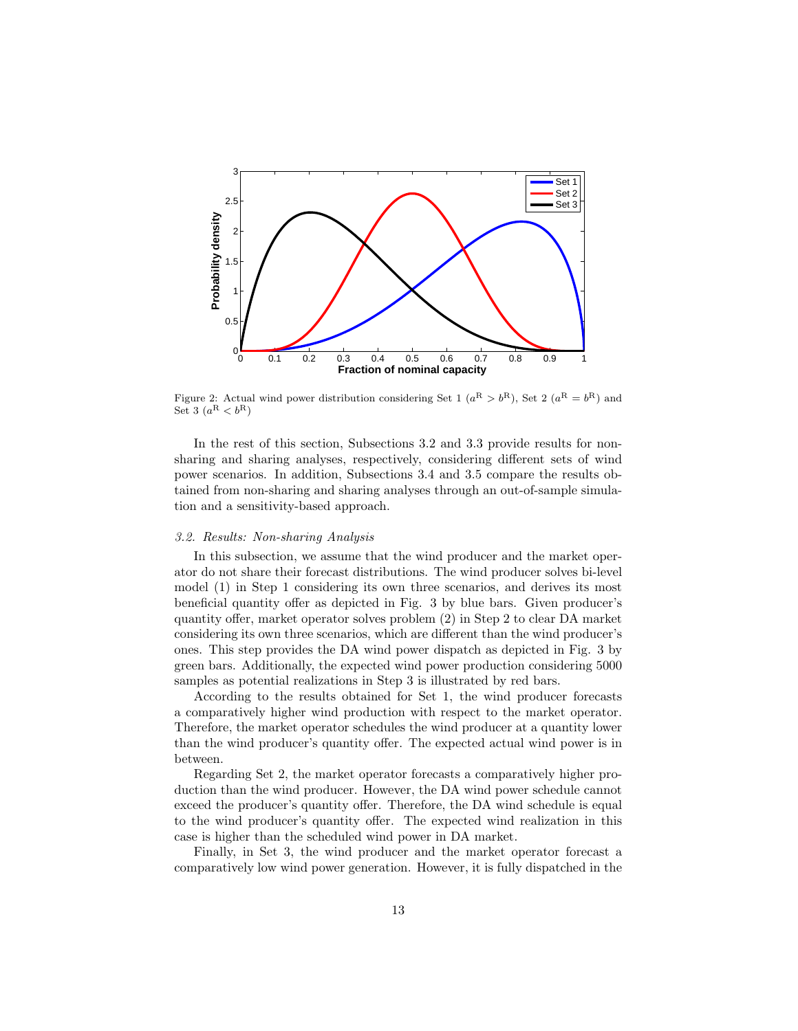Figure 2: Actual wind power distribution considering Set 1 ($a^{\mathrm{R}} > b^{\mathrm{R}}$), Set 2 ($a^{\mathrm{R}} = b^{\mathrm{R}}$) and Set 3 ($a^{\mathrm{R}} < b^{\mathrm{R}}$)

In the rest of this section, Subsections 3.2 and 3.3 provide results for non-sharing and sharing analyses, respectively, considering different sets of wind power scenarios. In addition, Subsections 3.4 and 3.5 compare the results obtained from non-sharing and sharing analyses through an out-of-sample simulation and a sensitivity-based approach.

### *3.2. Results: Non-sharing Analysis*

In this subsection, we assume that the wind producer and the market operator do not share their forecast distributions. The wind producer solves bi-level model (1) in Step 1 considering its own three scenarios, and derives its most beneficial quantity offer as depicted in Fig. 3 by blue bars. Given producer's quantity offer, market operator solves problem (2) in Step 2 to clear DA market considering its own three scenarios, which are different than the wind producer's ones. This step provides the DA wind power dispatch as depicted in Fig. 3 by green bars. Additionally, the expected wind power production considering 5000 samples as potential realizations in Step 3 is illustrated by red bars.

According to the results obtained for Set 1, the wind producer forecasts a comparatively higher wind production with respect to the market operator. Therefore, the market operator schedules the wind producer at a quantity lower than the wind producer's quantity offer. The expected actual wind power is in between.

Regarding Set 2, the market operator forecasts a comparatively higher production than the wind producer. However, the DA wind power schedule cannot exceed the producer's quantity offer. Therefore, the DA wind schedule is equal to the wind producer's quantity offer. The expected wind realization in this case is higher than the scheduled wind power in DA market.

Finally, in Set 3, the wind producer and the market operator forecast a comparatively low wind power generation. However, it is fully dispatched in the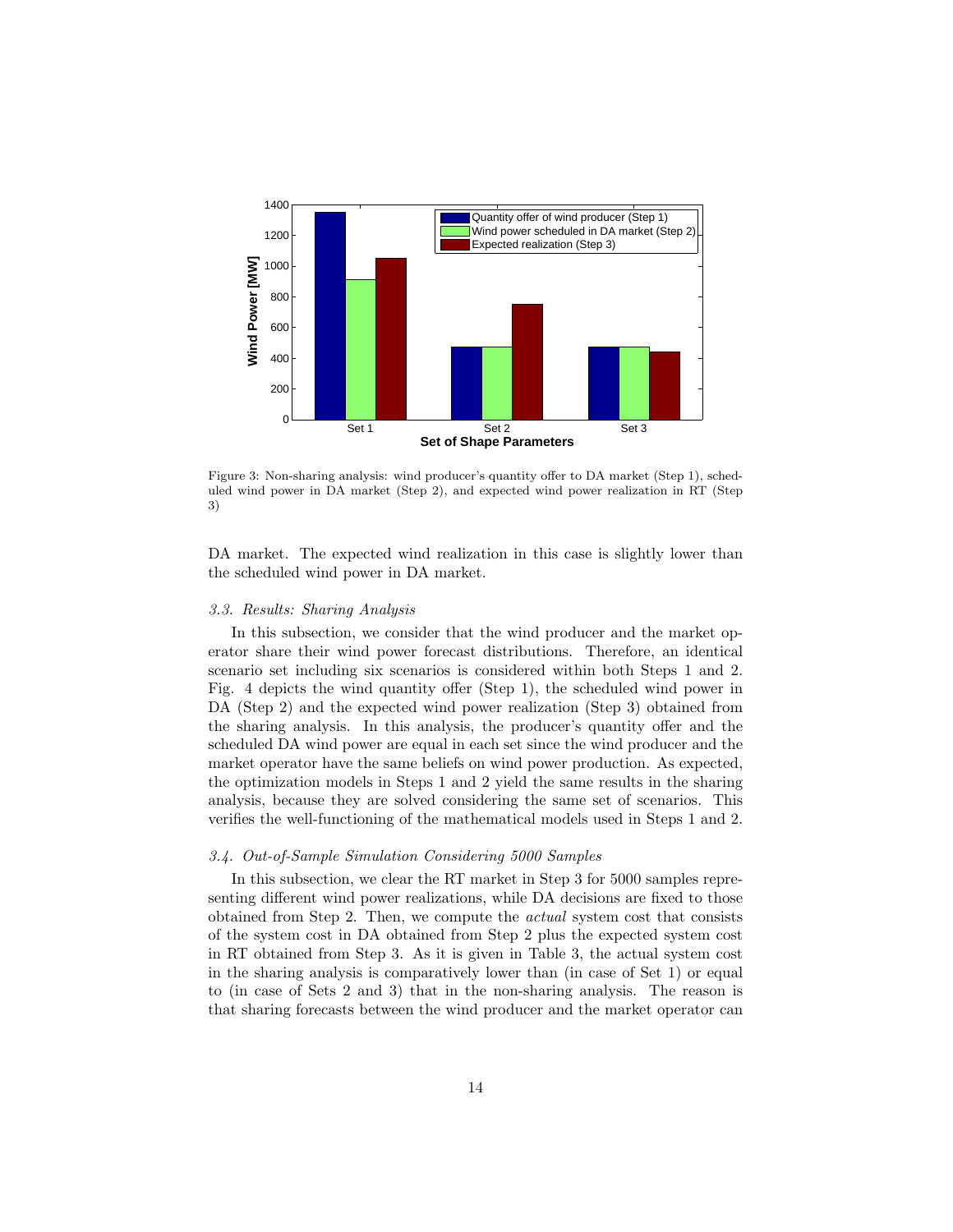Figure 3: Non-sharing analysis: wind producer's quantity offer to DA market (Step 1), scheduled wind power in DA market (Step 2), and expected wind power realization in RT (Step 3)

DA market. The expected wind realization in this case is slightly lower than the scheduled wind power in DA market.

### *3.3. Results: Sharing Analysis*

In this subsection, we consider that the wind producer and the market operator share their wind power forecast distributions. Therefore, an identical scenario set including six scenarios is considered within both Steps 1 and 2. Fig. 4 depicts the wind quantity offer (Step 1), the scheduled wind power in DA (Step 2) and the expected wind power realization (Step 3) obtained from the sharing analysis. In this analysis, the producer's quantity offer and the scheduled DA wind power are equal in each set since the wind producer and the market operator have the same beliefs on wind power production. As expected, the optimization models in Steps 1 and 2 yield the same results in the sharing analysis, because they are solved considering the same set of scenarios. This verifies the well-functioning of the mathematical models used in Steps 1 and 2.

### *3.4. Out-of-Sample Simulation Considering 5000 Samples*

In this subsection, we clear the RT market in Step 3 for 5000 samples representing different wind power realizations, while DA decisions are fixed to those obtained from Step 2. Then, we compute the *actual* system cost that consists of the system cost in DA obtained from Step 2 plus the expected system cost in RT obtained from Step 3. As it is given in Table 3, the actual system cost in the sharing analysis is comparatively lower than (in case of Set 1) or equal to (in case of Sets 2 and 3) that in the non-sharing analysis. The reason is that sharing forecasts between the wind producer and the market operator can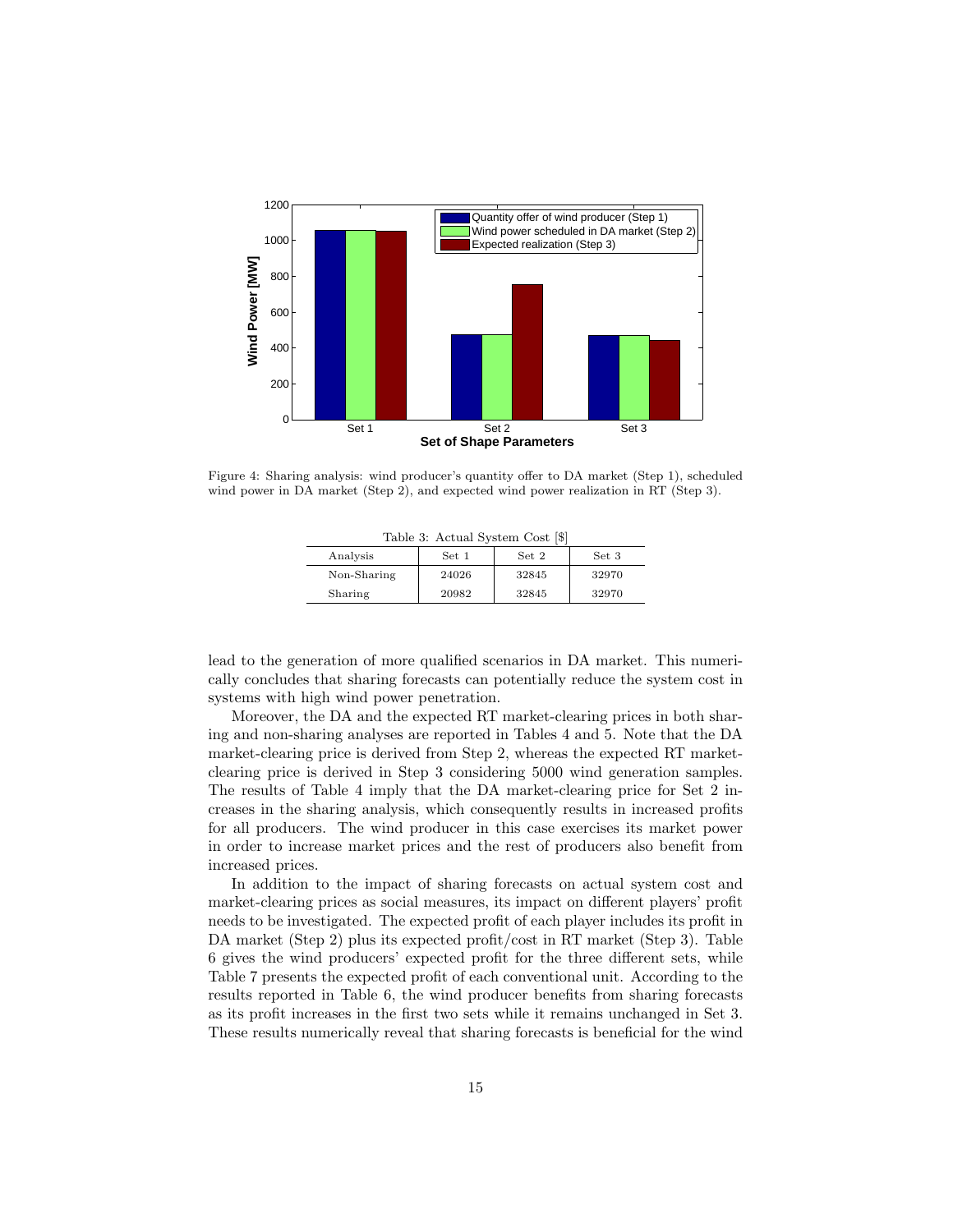Figure 4: Sharing analysis: wind producer's quantity offer to DA market (Step 1), scheduled wind power in DA market (Step 2), and expected wind power realization in RT (Step 3).

Table 3: Actual System Cost [$]

| Analysis | Set 1 | Set 2 | Set 3 |
|---|---|---|---|
| Non-Sharing | 24026 | 32845 | 32970 |
| Sharing | 20982 | 32845 | 32970 |

lead to the generation of more qualified scenarios in DA market. This numerically concludes that sharing forecasts can potentially reduce the system cost in systems with high wind power penetration.

Moreover, the DA and the expected RT market-clearing prices in both sharing and non-sharing analyses are reported in Tables 4 and 5. Note that the DA market-clearing price is derived from Step 2, whereas the expected RT market-clearing price is derived in Step 3 considering 5000 wind generation samples. The results of Table 4 imply that the DA market-clearing price for Set 2 increases in the sharing analysis, which consequently results in increased profits for all producers. The wind producer in this case exercises its market power in order to increase market prices and the rest of producers also benefit from increased prices.

In addition to the impact of sharing forecasts on actual system cost and market-clearing prices as social measures, its impact on different players' profit needs to be investigated. The expected profit of each player includes its profit in DA market (Step 2) plus its expected profit/cost in RT market (Step 3). Table 6 gives the wind producers' expected profit for the three different sets, while Table 7 presents the expected profit of each conventional unit. According to the results reported in Table 6, the wind producer benefits from sharing forecasts as its profit increases in the first two sets while it remains unchanged in Set 3. These results numerically reveal that sharing forecasts is beneficial for the wind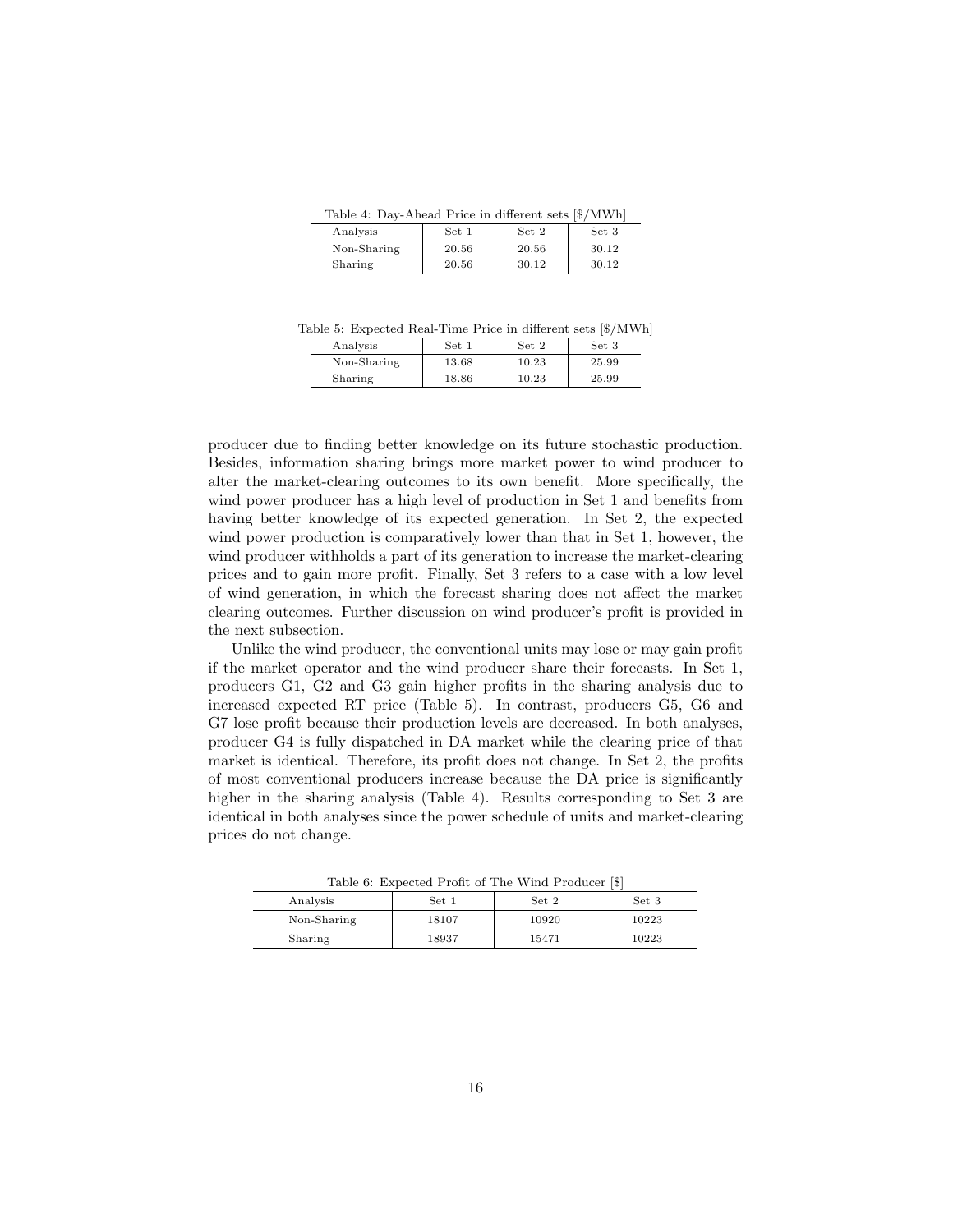Table 4: Day-Ahead Price in different sets [$/MWh]

| Analysis | Set 1 | Set 2 | Set 3 |
|---|---|---|---|
| Non-Sharing | 20.56 | 20.56 | 30.12 |
| Sharing | 20.56 | 30.12 | 30.12 |

Table 5: Expected Real-Time Price in different sets [$/MWh]

| Analysis | Set 1 | Set 2 | Set 3 |
|---|---|---|---|
| Non-Sharing | 13.68 | 10.23 | 25.99 |
| Sharing | 18.86 | 10.23 | 25.99 |

producer due to finding better knowledge on its future stochastic production. Besides, information sharing brings more market power to wind producer to alter the market-clearing outcomes to its own benefit. More specifically, the wind power producer has a high level of production in Set 1 and benefits from having better knowledge of its expected generation. In Set 2, the expected wind power production is comparatively lower than that in Set 1, however, the wind producer withholds a part of its generation to increase the market-clearing prices and to gain more profit. Finally, Set 3 refers to a case with a low level of wind generation, in which the forecast sharing does not affect the market clearing outcomes. Further discussion on wind producer's profit is provided in the next subsection.

Unlike the wind producer, the conventional units may lose or may gain profit if the market operator and the wind producer share their forecasts. In Set 1, producers G1, G2 and G3 gain higher profits in the sharing analysis due to increased expected RT price (Table 5). In contrast, producers G5, G6 and G7 lose profit because their production levels are decreased. In both analyses, producer G4 is fully dispatched in DA market while the clearing price of that market is identical. Therefore, its profit does not change. In Set 2, the profits of most conventional producers increase because the DA price is significantly higher in the sharing analysis (Table 4). Results corresponding to Set 3 are identical in both analyses since the power schedule of units and market-clearing prices do not change.

Table 6: Expected Profit of The Wind Producer [$]

| Analysis | Set 1 | Set 2 | Set 3 |
|---|---|---|---|
| Non-Sharing | 18107 | 10920 | 10223 |
| Sharing | 18937 | 15471 | 10223 |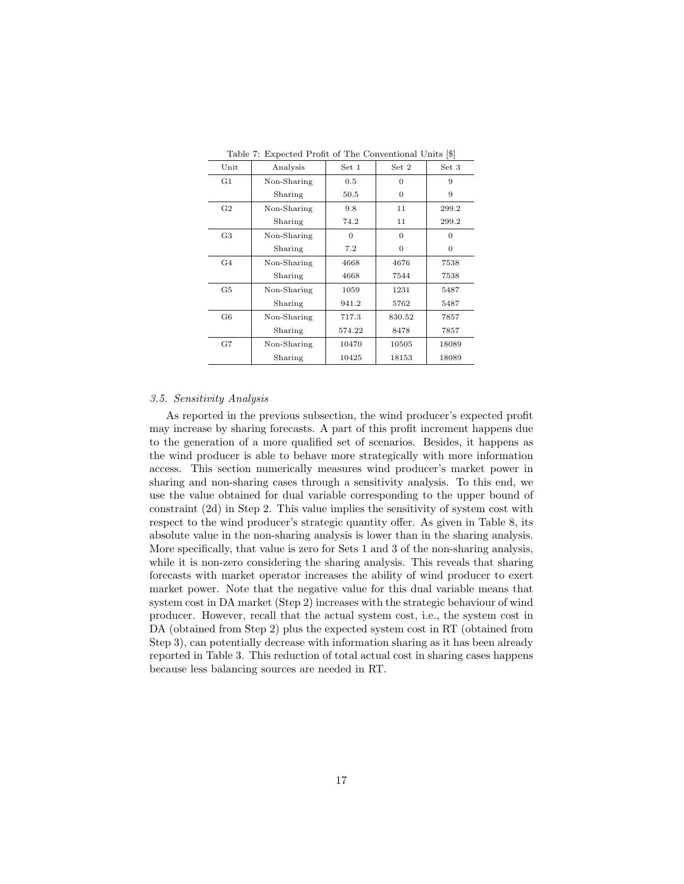Table 7: Expected Profit of The Conventional Units [$]

| Unit | Analysis | Set 1 | Set 2 | Set 3 |
|---|---|---|---|---|
| G1 | Non-Sharing | 0.5 | 0 | 9 |
| | Sharing | 50.5 | 0 | 9 |
| G2 | Non-Sharing | 9.8 | 11 | 299.2 |
| | Sharing | 74.2 | 11 | 299.2 |
| G3 | Non-Sharing | 0 | 0 | 0 |
| | Sharing | 7.2 | 0 | 0 |
| G4 | Non-Sharing | 4668 | 4676 | 7538 |
| | Sharing | 4668 | 7544 | 7538 |
| G5 | Non-Sharing | 1059 | 1231 | 5487 |
| | Sharing | 941.2 | 5762 | 5487 |
| G6 | Non-Sharing | 717.3 | 830.52 | 7857 |
| | Sharing | 574.22 | 8478 | 7857 |
| G7 | Non-Sharing | 10470 | 10505 | 18089 |
| | Sharing | 10425 | 18153 | 18089 |

### *3.5. Sensitivity Analysis*

As reported in the previous subsection, the wind producer's expected profit may increase by sharing forecasts. A part of this profit increment happens due to the generation of a more qualified set of scenarios. Besides, it happens as the wind producer is able to behave more strategically with more information access. This section numerically measures wind producer's market power in sharing and non-sharing cases through a sensitivity analysis. To this end, we use the value obtained for dual variable corresponding to the upper bound of constraint (2d) in Step 2. This value implies the sensitivity of system cost with respect to the wind producer's strategic quantity offer. As given in Table 8, its absolute value in the non-sharing analysis is lower than in the sharing analysis. More specifically, that value is zero for Sets 1 and 3 of the non-sharing analysis, while it is non-zero considering the sharing analysis. This reveals that sharing forecasts with market operator increases the ability of wind producer to exert market power. Note that the negative value for this dual variable means that system cost in DA market (Step 2) increases with the strategic behaviour of wind producer. However, recall that the actual system cost, i.e., the system cost in DA (obtained from Step 2) plus the expected system cost in RT (obtained from Step 3), can potentially decrease with information sharing as it has been already reported in Table 3. This reduction of total actual cost in sharing cases happens because less balancing sources are needed in RT.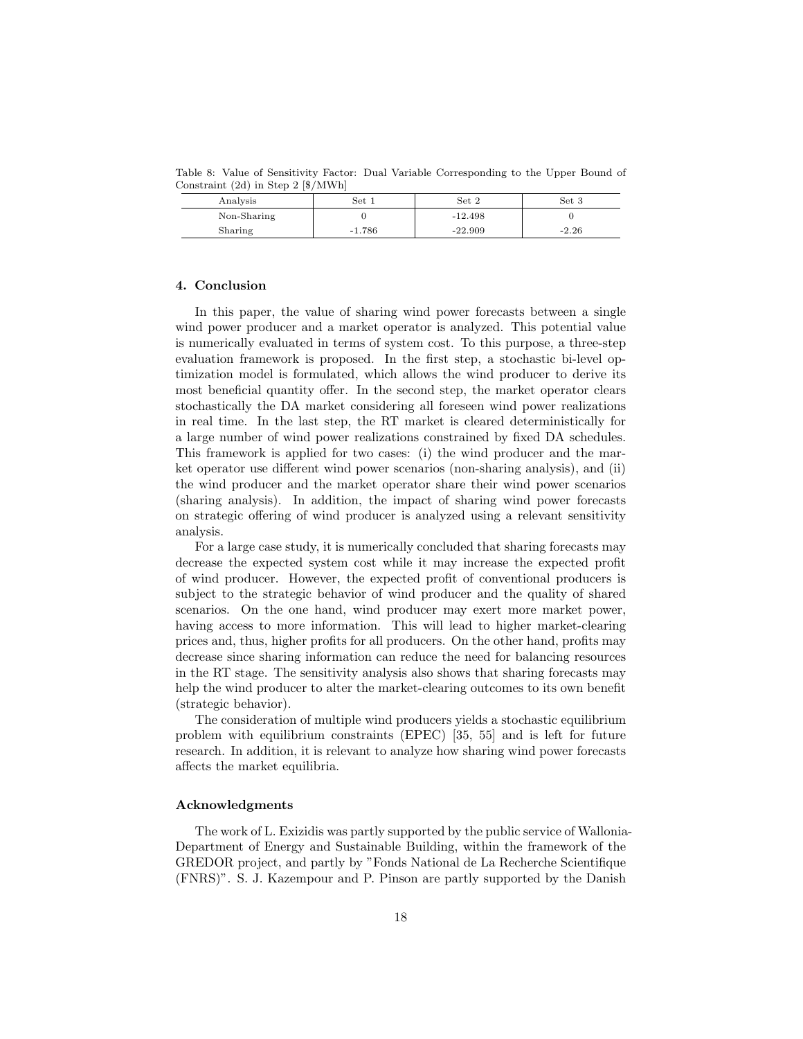Table 8: Value of Sensitivity Factor: Dual Variable Corresponding to the Upper Bound of Constraint (2d) in Step 2 [$/MWh]

| Analysis | Set 1 | Set 2 | Set 3 |
|---|---|---|---|
| Non-Sharing | 0 | -12.498 | 0 |
| Sharing | -1.786 | -22.909 | -2.26 |

## 4. Conclusion

In this paper, the value of sharing wind power forecasts between a single wind power producer and a market operator is analyzed. This potential value is numerically evaluated in terms of system cost. To this purpose, a three-step evaluation framework is proposed. In the first step, a stochastic bi-level optimization model is formulated, which allows the wind producer to derive its most beneficial quantity offer. In the second step, the market operator clears stochastically the DA market considering all foreseen wind power realizations in real time. In the last step, the RT market is cleared deterministically for a large number of wind power realizations constrained by fixed DA schedules. This framework is applied for two cases: (i) the wind producer and the market operator use different wind power scenarios (non-sharing analysis), and (ii) the wind producer and the market operator share their wind power scenarios (sharing analysis). In addition, the impact of sharing wind power forecasts on strategic offering of wind producer is analyzed using a relevant sensitivity analysis.

For a large case study, it is numerically concluded that sharing forecasts may decrease the expected system cost while it may increase the expected profit of wind producer. However, the expected profit of conventional producers is subject to the strategic behavior of wind producer and the quality of shared scenarios. On the one hand, wind producer may exert more market power, having access to more information. This will lead to higher market-clearing prices and, thus, higher profits for all producers. On the other hand, profits may decrease since sharing information can reduce the need for balancing resources in the RT stage. The sensitivity analysis also shows that sharing forecasts may help the wind producer to alter the market-clearing outcomes to its own benefit (strategic behavior).

The consideration of multiple wind producers yields a stochastic equilibrium problem with equilibrium constraints (EPEC) [35, 55] and is left for future research. In addition, it is relevant to analyze how sharing wind power forecasts affects the market equilibria.

### Acknowledgments

The work of L. Exizidis was partly supported by the public service of Wallonia-Department of Energy and Sustainable Building, within the framework of the GREDOR project, and partly by "Fonds National de La Recherche Scientifique (FNRS)". S. J. Kazempour and P. Pinson are partly supported by the Danish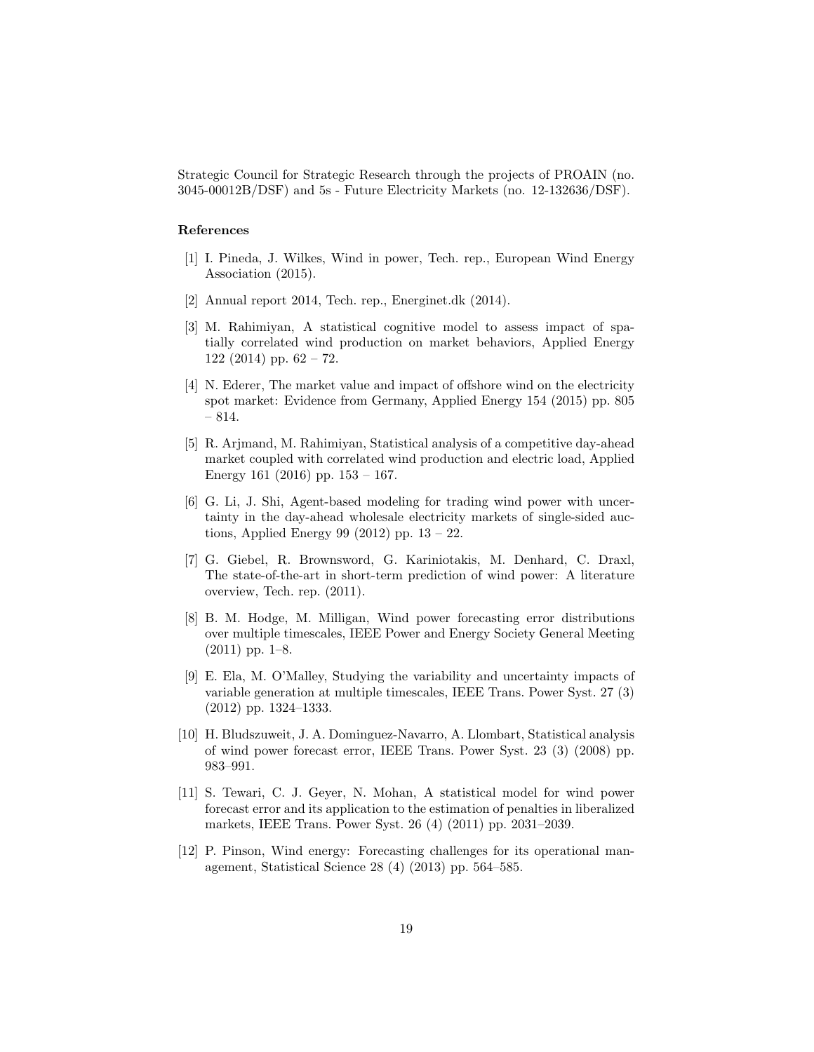Strategic Council for Strategic Research through the projects of PROAIN (no. 3045-00012B/DSF) and 5s - Future Electricity Markets (no. 12-132636/DSF).

## References

[1] I. Pineda, J. Wilkes, Wind in power, Tech. rep., European Wind Energy Association (2015).

[2] Annual report 2014, Tech. rep., Energinet.dk (2014).

[3] M. Rahimiyan, A statistical cognitive model to assess impact of spatially correlated wind production on market behaviors, Applied Energy 122 (2014) pp. 62 – 72.

[4] N. Ederer, The market value and impact of offshore wind on the electricity spot market: Evidence from Germany, Applied Energy 154 (2015) pp. 805 – 814.

[5] R. Arjmand, M. Rahimiyan, Statistical analysis of a competitive day-ahead market coupled with correlated wind production and electric load, Applied Energy 161 (2016) pp. 153 – 167.

[6] G. Li, J. Shi, Agent-based modeling for trading wind power with uncertainty in the day-ahead wholesale electricity markets of single-sided auctions, Applied Energy 99 (2012) pp. 13 – 22.

[7] G. Giebel, R. Brownsword, G. Kariniotakis, M. Denhard, C. Draxl, The state-of-the-art in short-term prediction of wind power: A literature overview, Tech. rep. (2011).

[8] B. M. Hodge, M. Milligan, Wind power forecasting error distributions over multiple timescales, IEEE Power and Energy Society General Meeting (2011) pp. 1–8.

[9] E. Ela, M. O'Malley, Studying the variability and uncertainty impacts of variable generation at multiple timescales, IEEE Trans. Power Syst. 27 (3) (2012) pp. 1324–1333.

[10] H. Bludszuweit, J. A. Dominguez-Navarro, A. Llombart, Statistical analysis of wind power forecast error, IEEE Trans. Power Syst. 23 (3) (2008) pp. 983–991.

[11] S. Tewari, C. J. Geyer, N. Mohan, A statistical model for wind power forecast error and its application to the estimation of penalties in liberalized markets, IEEE Trans. Power Syst. 26 (4) (2011) pp. 2031–2039.

[12] P. Pinson, Wind energy: Forecasting challenges for its operational management, Statistical Science 28 (4) (2013) pp. 564–585.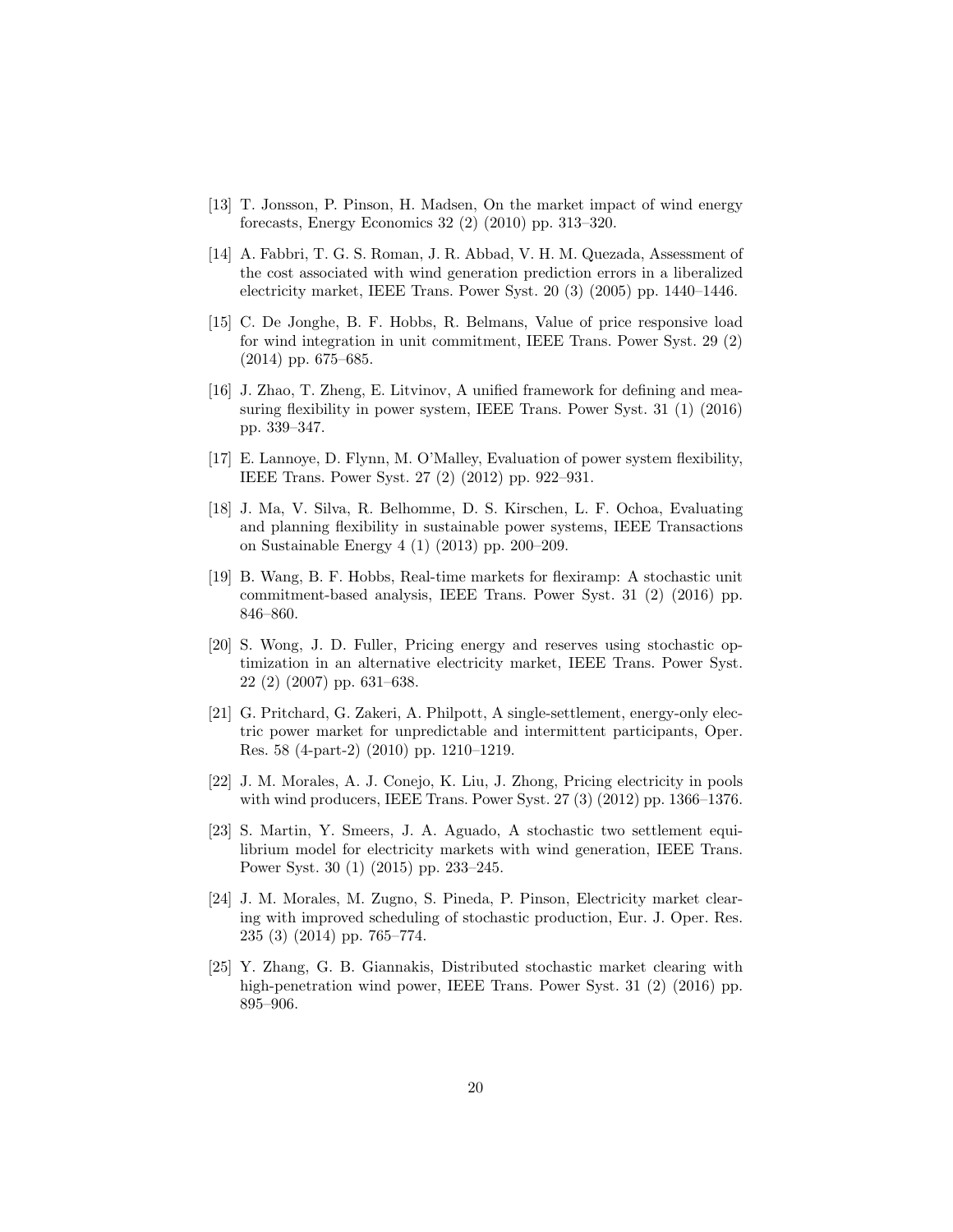[13] T. Jonsson, P. Pinson, H. Madsen, On the market impact of wind energy forecasts, Energy Economics 32 (2) (2010) pp. 313–320.

[14] A. Fabbri, T. G. S. Roman, J. R. Abbad, V. H. M. Quezada, Assessment of the cost associated with wind generation prediction errors in a liberalized electricity market, IEEE Trans. Power Syst. 20 (3) (2005) pp. 1440–1446.

[15] C. De Jonghe, B. F. Hobbs, R. Belmans, Value of price responsive load for wind integration in unit commitment, IEEE Trans. Power Syst. 29 (2) (2014) pp. 675–685.

[16] J. Zhao, T. Zheng, E. Litvinov, A unified framework for defining and measuring flexibility in power system, IEEE Trans. Power Syst. 31 (1) (2016) pp. 339–347.

[17] E. Lannoye, D. Flynn, M. O'Malley, Evaluation of power system flexibility, IEEE Trans. Power Syst. 27 (2) (2012) pp. 922–931.

[18] J. Ma, V. Silva, R. Belhomme, D. S. Kirschen, L. F. Ochoa, Evaluating and planning flexibility in sustainable power systems, IEEE Transactions on Sustainable Energy 4 (1) (2013) pp. 200–209.

[19] B. Wang, B. F. Hobbs, Real-time markets for flexiramp: A stochastic unit commitment-based analysis, IEEE Trans. Power Syst. 31 (2) (2016) pp. 846–860.

[20] S. Wong, J. D. Fuller, Pricing energy and reserves using stochastic optimization in an alternative electricity market, IEEE Trans. Power Syst. 22 (2) (2007) pp. 631–638.

[21] G. Pritchard, G. Zakeri, A. Philpott, A single-settlement, energy-only electric power market for unpredictable and intermittent participants, Oper. Res. 58 (4-part-2) (2010) pp. 1210–1219.

[22] J. M. Morales, A. J. Conejo, K. Liu, J. Zhong, Pricing electricity in pools with wind producers, IEEE Trans. Power Syst. 27 (3) (2012) pp. 1366–1376.

[23] S. Martin, Y. Smeers, J. A. Aguado, A stochastic two settlement equilibrium model for electricity markets with wind generation, IEEE Trans. Power Syst. 30 (1) (2015) pp. 233–245.

[24] J. M. Morales, M. Zugno, S. Pineda, P. Pinson, Electricity market clearing with improved scheduling of stochastic production, Eur. J. Oper. Res. 235 (3) (2014) pp. 765–774.

[25] Y. Zhang, G. B. Giannakis, Distributed stochastic market clearing with high-penetration wind power, IEEE Trans. Power Syst. 31 (2) (2016) pp. 895–906.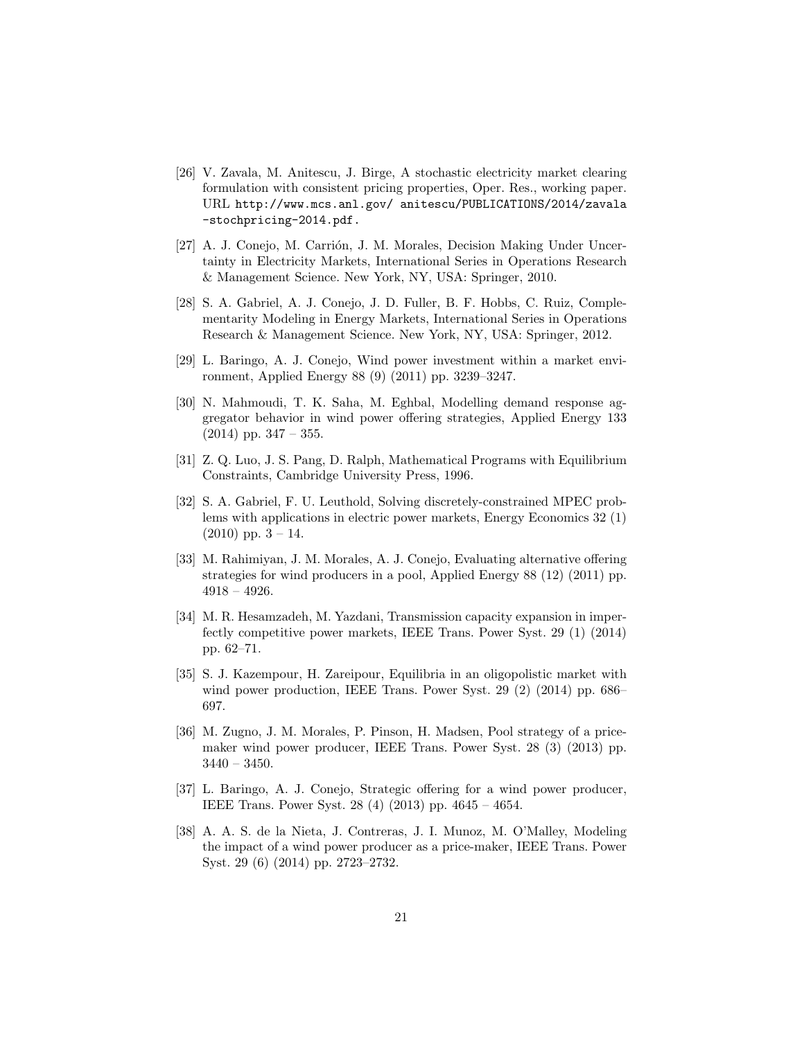[26] V. Zavala, M. Anitescu, J. Birge, A stochastic electricity market clearing formulation with consistent pricing properties, Oper. Res., working paper. URL http://www.mcs.anl.gov/ anitescu/PUBLICATIONS/2014/zavala-stochpricing-2014.pdf.

[27] A. J. Conejo, M. Carrión, J. M. Morales, Decision Making Under Uncertainty in Electricity Markets, International Series in Operations Research & Management Science. New York, NY, USA: Springer, 2010.

[28] S. A. Gabriel, A. J. Conejo, J. D. Fuller, B. F. Hobbs, C. Ruiz, Complementarity Modeling in Energy Markets, International Series in Operations Research & Management Science. New York, NY, USA: Springer, 2012.

[29] L. Baringo, A. J. Conejo, Wind power investment within a market environment, Applied Energy 88 (9) (2011) pp. 3239–3247.

[30] N. Mahmoudi, T. K. Saha, M. Eghbal, Modelling demand response aggregator behavior in wind power offering strategies, Applied Energy 133 (2014) pp. 347 – 355.

[31] Z. Q. Luo, J. S. Pang, D. Ralph, Mathematical Programs with Equilibrium Constraints, Cambridge University Press, 1996.

[32] S. A. Gabriel, F. U. Leuthold, Solving discretely-constrained MPEC problems with applications in electric power markets, Energy Economics 32 (1) (2010) pp. 3 – 14.

[33] M. Rahimiyan, J. M. Morales, A. J. Conejo, Evaluating alternative offering strategies for wind producers in a pool, Applied Energy 88 (12) (2011) pp. 4918 – 4926.

[34] M. R. Hesamzadeh, M. Yazdani, Transmission capacity expansion in imperfectly competitive power markets, IEEE Trans. Power Syst. 29 (1) (2014) pp. 62–71.

[35] S. J. Kazempour, H. Zareipour, Equilibria in an oligopolistic market with wind power production, IEEE Trans. Power Syst. 29 (2) (2014) pp. 686–697.

[36] M. Zugno, J. M. Morales, P. Pinson, H. Madsen, Pool strategy of a price-maker wind power producer, IEEE Trans. Power Syst. 28 (3) (2013) pp. 3440 – 3450.

[37] L. Baringo, A. J. Conejo, Strategic offering for a wind power producer, IEEE Trans. Power Syst. 28 (4) (2013) pp. 4645 – 4654.

[38] A. A. S. de la Nieta, J. Contreras, J. I. Munoz, M. O'Malley, Modeling the impact of a wind power producer as a price-maker, IEEE Trans. Power Syst. 29 (6) (2014) pp. 2723–2732.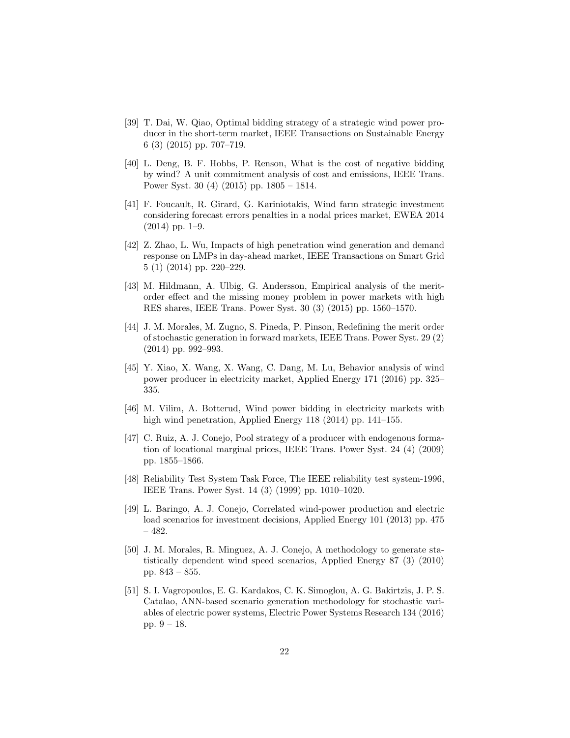[39] T. Dai, W. Qiao, Optimal bidding strategy of a strategic wind power producer in the short-term market, IEEE Transactions on Sustainable Energy 6 (3) (2015) pp. 707–719.

[40] L. Deng, B. F. Hobbs, P. Renson, What is the cost of negative bidding by wind? A unit commitment analysis of cost and emissions, IEEE Trans. Power Syst. 30 (4) (2015) pp. 1805 – 1814.

[41] F. Foucault, R. Girard, G. Kariniotakis, Wind farm strategic investment considering forecast errors penalties in a nodal prices market, EWEA 2014 (2014) pp. 1–9.

[42] Z. Zhao, L. Wu, Impacts of high penetration wind generation and demand response on LMPs in day-ahead market, IEEE Transactions on Smart Grid 5 (1) (2014) pp. 220–229.

[43] M. Hildmann, A. Ulbig, G. Andersson, Empirical analysis of the merit-order effect and the missing money problem in power markets with high RES shares, IEEE Trans. Power Syst. 30 (3) (2015) pp. 1560–1570.

[44] J. M. Morales, M. Zugno, S. Pineda, P. Pinson, Redefining the merit order of stochastic generation in forward markets, IEEE Trans. Power Syst. 29 (2) (2014) pp. 992–993.

[45] Y. Xiao, X. Wang, X. Wang, C. Dang, M. Lu, Behavior analysis of wind power producer in electricity market, Applied Energy 171 (2016) pp. 325–335.

[46] M. Vilim, A. Botterud, Wind power bidding in electricity markets with high wind penetration, Applied Energy 118 (2014) pp. 141–155.

[47] C. Ruiz, A. J. Conejo, Pool strategy of a producer with endogenous formation of locational marginal prices, IEEE Trans. Power Syst. 24 (4) (2009) pp. 1855–1866.

[48] Reliability Test System Task Force, The IEEE reliability test system-1996, IEEE Trans. Power Syst. 14 (3) (1999) pp. 1010–1020.

[49] L. Baringo, A. J. Conejo, Correlated wind-power production and electric load scenarios for investment decisions, Applied Energy 101 (2013) pp. 475 – 482.

[50] J. M. Morales, R. Minguez, A. J. Conejo, A methodology to generate statistically dependent wind speed scenarios, Applied Energy 87 (3) (2010) pp. 843 – 855.

[51] S. I. Vagropoulos, E. G. Kardakos, C. K. Simoglou, A. G. Bakirtzis, J. P. S. Catalao, ANN-based scenario generation methodology for stochastic variables of electric power systems, Electric Power Systems Research 134 (2016) pp. 9 – 18.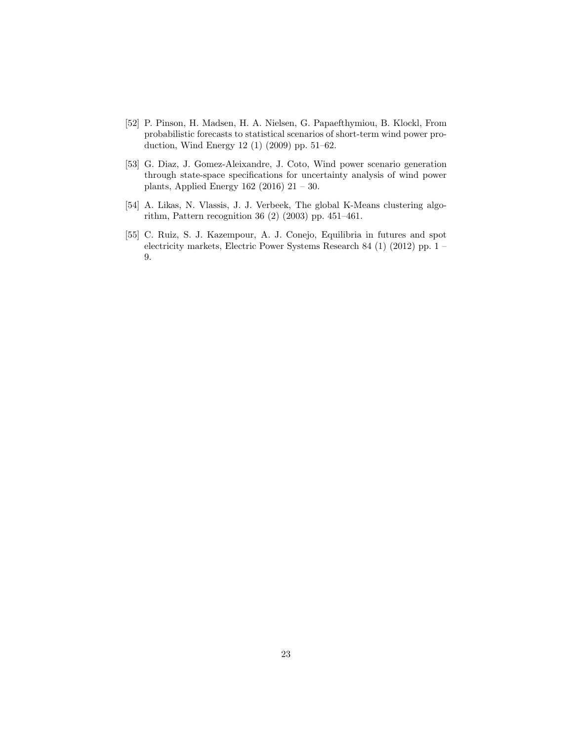[52] P. Pinson, H. Madsen, H. A. Nielsen, G. Papaefthymiou, B. Klockl, From probabilistic forecasts to statistical scenarios of short-term wind power production, Wind Energy 12 (1) (2009) pp. 51–62.

[53] G. Diaz, J. Gomez-Aleixandre, J. Coto, Wind power scenario generation through state-space specifications for uncertainty analysis of wind power plants, Applied Energy 162 (2016) 21 – 30.

[54] A. Likas, N. Vlassis, J. J. Verbeek, The global K-Means clustering algorithm, Pattern recognition 36 (2) (2003) pp. 451–461.

[55] C. Ruiz, S. J. Kazempour, A. J. Conejo, Equilibria in futures and spot electricity markets, Electric Power Systems Research 84 (1) (2012) pp. 1 – 9.